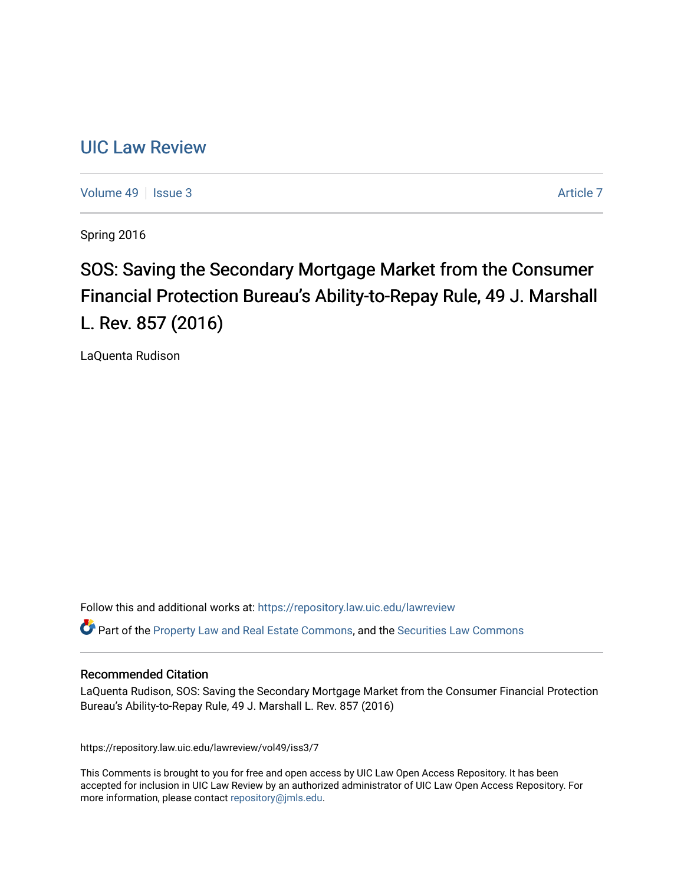# UIC Law Review

Volume 49 | Issue 3 | Article 7

Spring 2016

## SOS: Saving the Secondary Mortgage Market from the Consumer Financial Protection Bureau's Ability-to-Repay Rule, 49 J. Marshall L. Rev. 857 (2016)

LaQuenta Rudison

Follow this and additional works at: https://repository.law.uic.edu/lawreview

Part of the Property Law and Real Estate Commons, and the Securities Law Commons

### Recommended Citation

LaQuenta Rudison, SOS: Saving the Secondary Mortgage Market from the Consumer Financial Protection Bureau's Ability-to-Repay Rule, 49 J. Marshall L. Rev. 857 (2016)

https://repository.law.uic.edu/lawreview/vol49/iss3/7

This Comments is brought to you for free and open access by UIC Law Open Access Repository. It has been accepted for inclusion in UIC Law Review by an authorized administrator of UIC Law Open Access Repository. For more information, please contact repository@jmls.edu.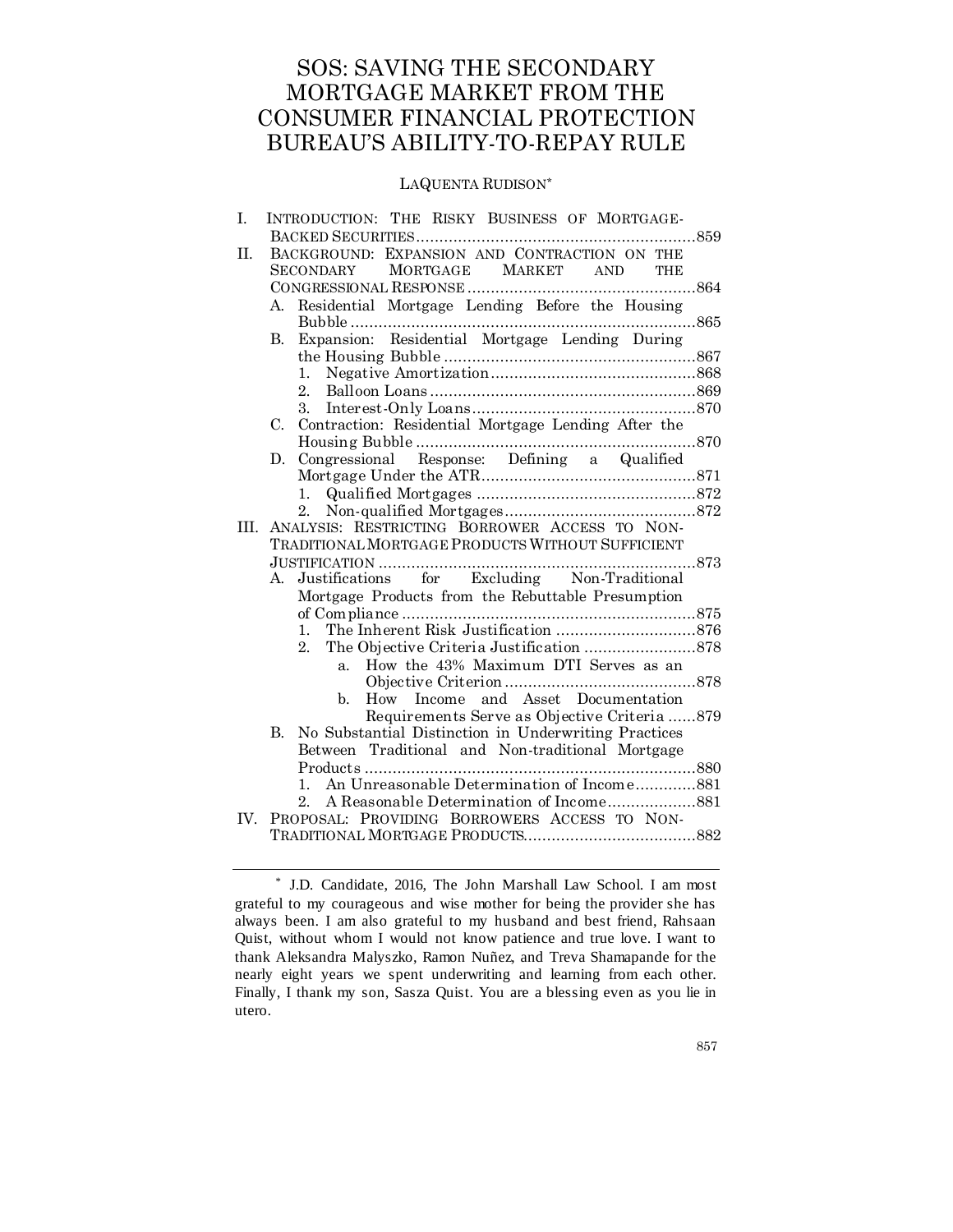# SOS: SAVING THE SECONDARY MORTGAGE MARKET FROM THE CONSUMER FINANCIAL PROTECTION BUREAU'S ABILITY-TO-REPAY RULE

LAQUENTA RUDISON*

I. INTRODUCTION: THE RISKY BUSINESS OF MORTGAGE-BACKED SECURITIES ........ 859
II. BACKGROUND: EXPANSION AND CONTRACTION ON THE SECONDARY MORTGAGE MARKET AND THE CONGRESSIONAL RESPONSE ........ 864
   A. Residential Mortgage Lending Before the Housing Bubble ........ 865
   B. Expansion: Residential Mortgage Lending During the Housing Bubble ........ 867
      1. Negative Amortization ........ 868
      2. Balloon Loans ........ 869
      3. Interest-Only Loans ........ 870
   C. Contraction: Residential Mortgage Lending After the Housing Bubble ........ 870
   D. Congressional Response: Defining a Qualified Mortgage Under the ATR ........ 871
      1. Qualified Mortgages ........ 872
      2. Non-qualified Mortgages ........ 872
III. ANALYSIS: RESTRICTING BORROWER ACCESS TO NON-TRADITIONAL MORTGAGE PRODUCTS WITHOUT SUFFICIENT JUSTIFICATION ........ 873
   A. Justifications for Excluding Non-Traditional Mortgage Products from the Rebuttable Presumption of Compliance ........ 875
      1. The Inherent Risk Justification ........ 876
      2. The Objective Criteria Justification ........ 878
         a. How the 43% Maximum DTI Serves as an Objective Criterion ........ 878
         b. How Income and Asset Documentation Requirements Serve as Objective Criteria ........ 879
   B. No Substantial Distinction in Underwriting Practices Between Traditional and Non-traditional Mortgage Products ........ 880
      1. An Unreasonable Determination of Income ........ 881
      2. A Reasonable Determination of Income ........ 881
IV. PROPOSAL: PROVIDING BORROWERS ACCESS TO NON-TRADITIONAL MORTGAGE PRODUCTS ........ 882

---

* J.D. Candidate, 2016, The John Marshall Law School. I am most grateful to my courageous and wise mother for being the provider she has always been. I am also grateful to my husband and best friend, Rahsaan Quist, without whom I would not know patience and true love. I want to thank Aleksandra Malyszko, Ramon Nuñez, and Treva Shamapande for the nearly eight years we spent underwriting and learning from each other. Finally, I thank my son, Sasza Quist. You are a blessing even as you lie in utero.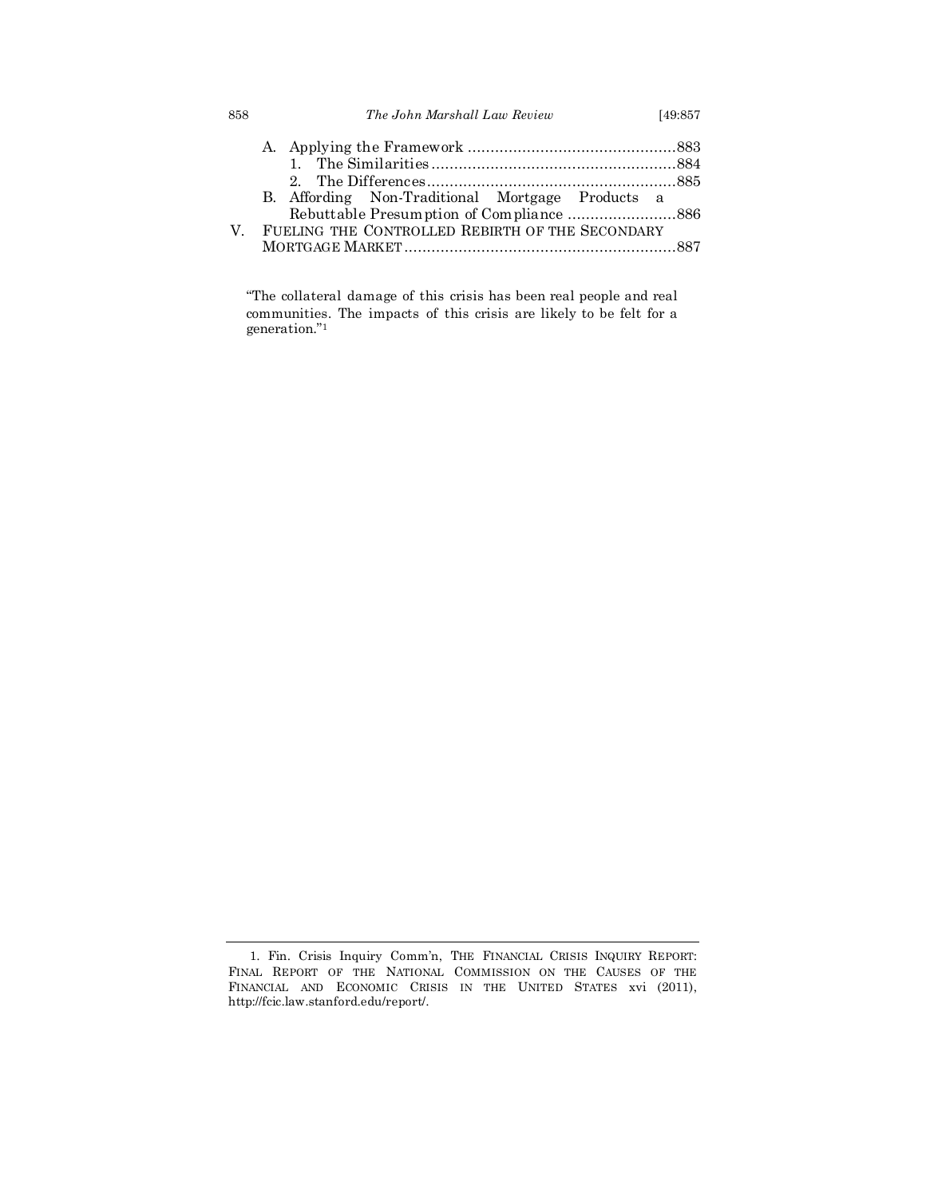A. Applying the Framework .............................................883
   1. The Similarities .....................................................884
   2. The Differences.......................................................885
B. Affording Non-Traditional Mortgage Products a Rebuttable Presumption of Compliance ........................886

V. FUELING THE CONTROLLED REBIRTH OF THE SECONDARY MORTGAGE MARKET............................................................887

> "The collateral damage of this crisis has been real people and real communities. The impacts of this crisis are likely to be felt for a generation."[1]

---

1. Fin. Crisis Inquiry Comm'n, THE FINANCIAL CRISIS INQUIRY REPORT: FINAL REPORT OF THE NATIONAL COMMISSION ON THE CAUSES OF THE FINANCIAL AND ECONOMIC CRISIS IN THE UNITED STATES xvi (2011), http://fcic.law.stanford.edu/report/.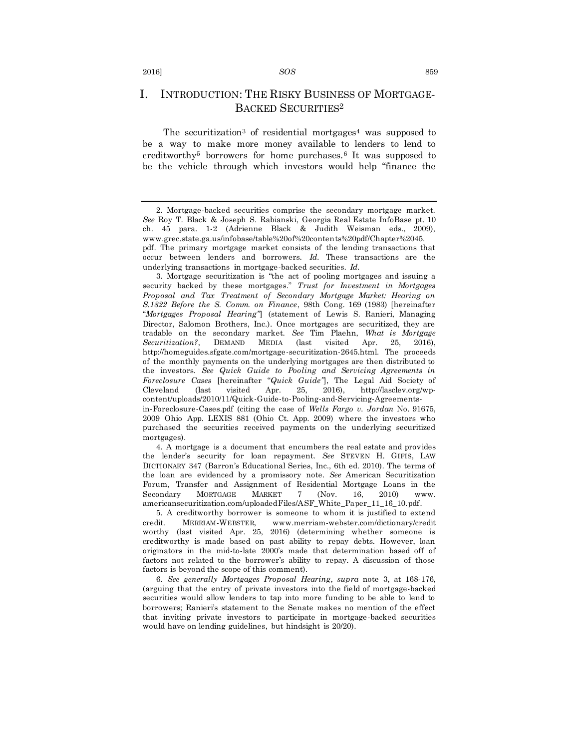# I. INTRODUCTION: THE RISKY BUSINESS OF MORTGAGE-BACKED SECURITIES[2]

The securitization[3] of residential mortgages[4] was supposed to be a way to make more money available to lenders to lend to creditworthy[5] borrowers for home purchases.[6] It was supposed to be the vehicle through which investors would help "finance the

---

2. Mortgage-backed securities comprise the secondary mortgage market. *See* Roy T. Black & Joseph S. Rabianski, Georgia Real Estate InfoBase pt. 10 ch. 45 para. 1-2 (Adrienne Black & Judith Weisman eds., 2009), www.grec.state.ga.us/infobase/table%20of%20contents%20pdf/Chapter%2045.pdf. The primary mortgage market consists of the lending transactions that occur between lenders and borrowers. *Id.* These transactions are the underlying transactions in mortgage-backed securities. *Id.*

3. Mortgage securitization is "the act of pooling mortgages and issuing a security backed by these mortgages." *Trust for Investment in Mortgages Proposal and Tax Treatment of Secondary Mortgage Market: Hearing on S.1822 Before the S. Comm. on Finance*, 98th Cong. 169 (1983) [hereinafter "*Mortgages Proposal Hearing"*] (statement of Lewis S. Ranieri, Managing Director, Salomon Brothers, Inc.). Once mortgages are securitized, they are tradable on the secondary market. *See* Tim Plaehn, *What is Mortgage Securitization?*, DEMAND MEDIA (last visited Apr. 25, 2016), http://homeguides.sfgate.com/mortgage-securitization-2645.html. The proceeds of the monthly payments on the underlying mortgages are then distributed to the investors. *See Quick Guide to Pooling and Servicing Agreements in Foreclosure Cases* [hereinafter "*Quick Guide"*], The Legal Aid Society of Cleveland (last visited Apr. 25, 2016), http://lasclev.org/wp-content/uploads/2010/11/Quick-Guide-to-Pooling-and-Servicing-Agreements-in-Foreclosure-Cases.pdf (citing the case of *Wells Fargo v. Jordan* No. 91675, 2009 Ohio App. LEXIS 881 (Ohio Ct. App. 2009) where the investors who purchased the securities received payments on the underlying securitized mortgages).

4. A mortgage is a document that encumbers the real estate and provides the lender's security for loan repayment. *See* STEVEN H. GIFIS, LAW DICTIONARY 347 (Barron's Educational Series, Inc., 6th ed. 2010). The terms of the loan are evidenced by a promissory note. *See* American Securitization Forum, Transfer and Assignment of Residential Mortgage Loans in the Secondary MORTGAGE MARKET 7 (Nov. 16, 2010) www.americansecuritization.com/uploadedFiles/ASF_White_Paper_11_16_10.pdf.

5. A creditworthy borrower is someone to whom it is justified to extend credit. MERRIAM-WEBSTER, www.merriam-webster.com/dictionary/creditworthy (last visited Apr. 25, 2016) (determining whether someone is creditworthy is made based on past ability to repay debts. However, loan originators in the mid-to-late 2000's made that determination based off of factors not related to the borrower's ability to repay. A discussion of those factors is beyond the scope of this comment).

6. *See generally Mortgages Proposal Hearing*, *supra* note 3, at 168-176, (arguing that the entry of private investors into the field of mortgage-backed securities would allow lenders to tap into more funding to be able to lend to borrowers; Ranieri's statement to the Senate makes no mention of the effect that inviting private investors to participate in mortgage-backed securities would have on lending guidelines, but hindsight is 20/20).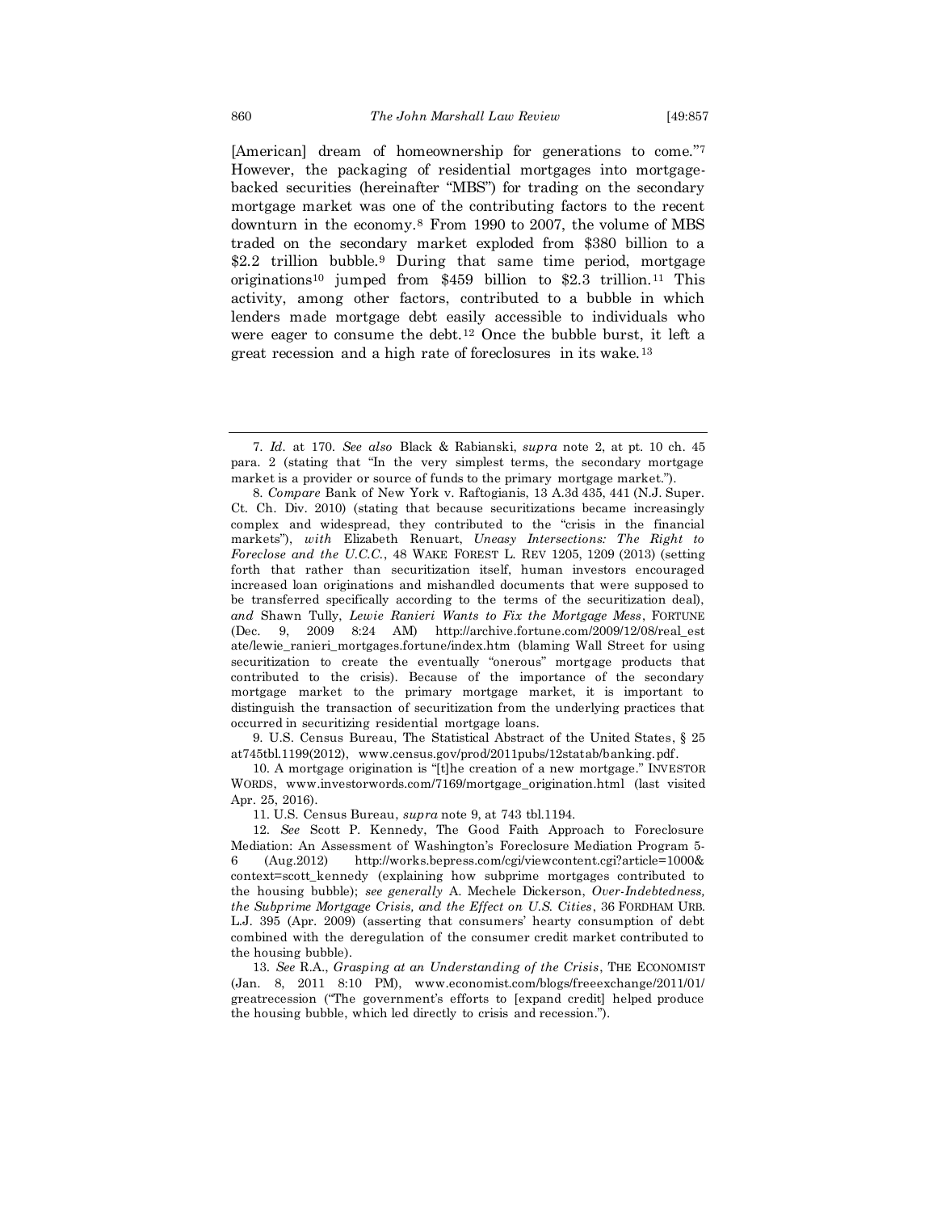[American] dream of homeownership for generations to come."[7] However, the packaging of residential mortgages into mortgage-backed securities (hereinafter "MBS") for trading on the secondary mortgage market was one of the contributing factors to the recent downturn in the economy.[8] From 1990 to 2007, the volume of MBS traded on the secondary market exploded from $380 billion to a $2.2 trillion bubble.[9] During that same time period, mortgage originations[10] jumped from $459 billion to $2.3 trillion.[11] This activity, among other factors, contributed to a bubble in which lenders made mortgage debt easily accessible to individuals who were eager to consume the debt.[12] Once the bubble burst, it left a great recession and a high rate of foreclosures in its wake.[13]

---

7. *Id.* at 170. *See also* Black & Rabianski, *supra* note 2, at pt. 10 ch. 45 para. 2 (stating that "In the very simplest terms, the secondary mortgage market is a provider or source of funds to the primary mortgage market.").

8. *Compare* Bank of New York v. Raftogianis, 13 A.3d 435, 441 (N.J. Super. Ct. Ch. Div. 2010) (stating that because securitizations became increasingly complex and widespread, they contributed to the "crisis in the financial markets"), *with* Elizabeth Renuart, *Uneasy Intersections: The Right to Foreclose and the U.C.C.*, 48 WAKE FOREST L. REV 1205, 1209 (2013) (setting forth that rather than securitization itself, human investors encouraged increased loan originations and mishandled documents that were supposed to be transferred specifically according to the terms of the securitization deal), *and* Shawn Tully, *Lewie Ranieri Wants to Fix the Mortgage Mess*, FORTUNE (Dec. 9, 2009 8:24 AM) http://archive.fortune.com/2009/12/08/real_estate/lewie_ranieri_mortgages.fortune/index.htm (blaming Wall Street for using securitization to create the eventually "onerous" mortgage products that contributed to the crisis). Because of the importance of the secondary mortgage market to the primary mortgage market, it is important to distinguish the transaction of securitization from the underlying practices that occurred in securitizing residential mortgage loans.

9. U.S. Census Bureau, The Statistical Abstract of the United States, § 25 at745tbl.1199(2012), www.census.gov/prod/2011pubs/12statab/banking.pdf.

10. A mortgage origination is "[t]he creation of a new mortgage." INVESTOR WORDS, www.investorwords.com/7169/mortgage_origination.html (last visited Apr. 25, 2016).

11. U.S. Census Bureau, *supra* note 9, at 743 tbl.1194.

12. *See* Scott P. Kennedy, The Good Faith Approach to Foreclosure Mediation: An Assessment of Washington's Foreclosure Mediation Program 5-6 (Aug.2012) http://works.bepress.com/cgi/viewcontent.cgi?article=1000&context=scott_kennedy (explaining how subprime mortgages contributed to the housing bubble); *see generally* A. Mechele Dickerson, *Over-Indebtedness, the Subprime Mortgage Crisis, and the Effect on U.S. Cities*, 36 FORDHAM URB. L.J. 395 (Apr. 2009) (asserting that consumers' hearty consumption of debt combined with the deregulation of the consumer credit market contributed to the housing bubble).

13. *See* R.A., *Grasping at an Understanding of the Crisis*, THE ECONOMIST (Jan. 8, 2011 8:10 PM), www.economist.com/blogs/freeexchange/2011/01/greatrecession ("The government's efforts to [expand credit] helped produce the housing bubble, which led directly to crisis and recession.").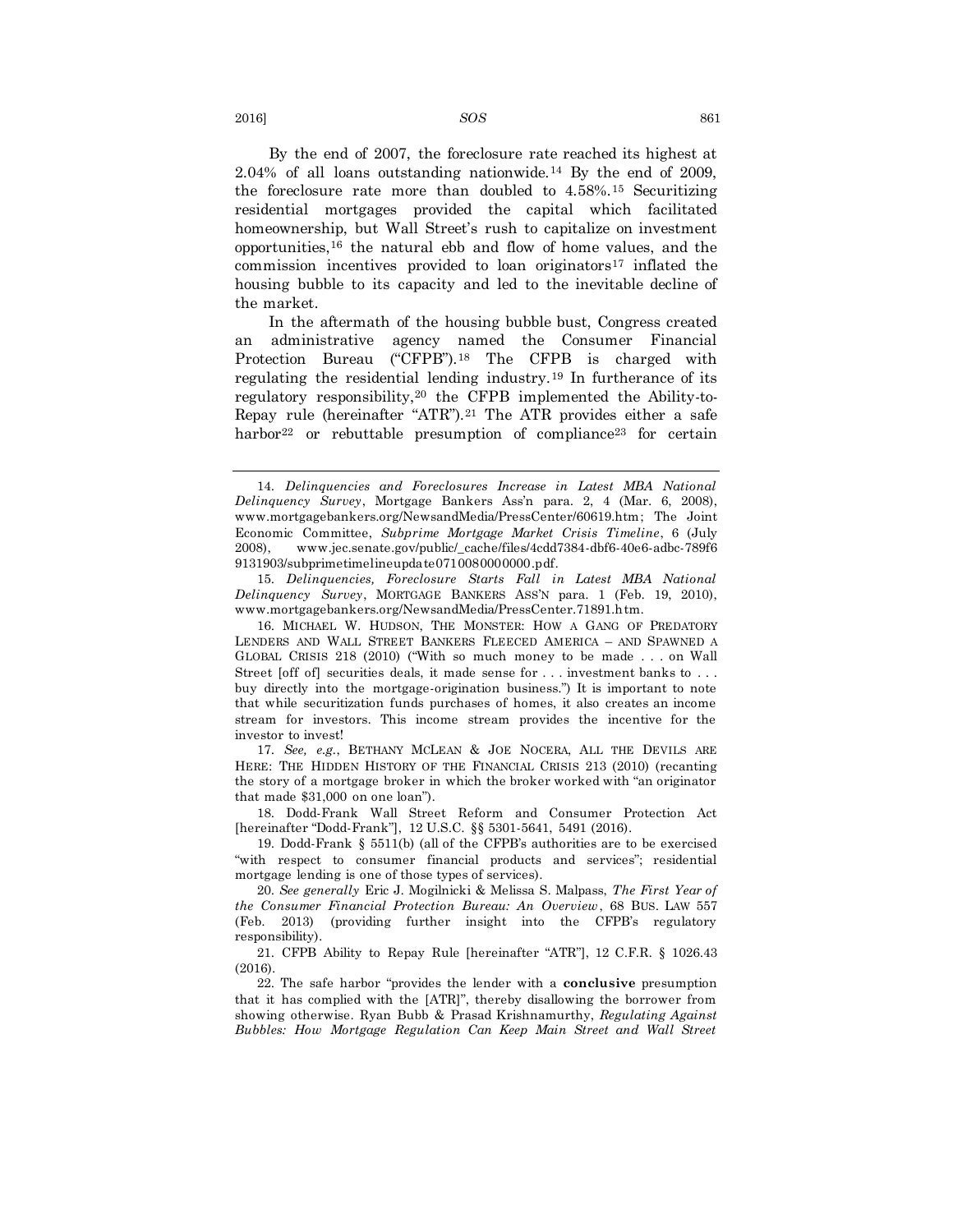By the end of 2007, the foreclosure rate reached its highest at 2.04% of all loans outstanding nationwide.[14] By the end of 2009, the foreclosure rate more than doubled to 4.58%.[15] Securitizing residential mortgages provided the capital which facilitated homeownership, but Wall Street's rush to capitalize on investment opportunities,[16] the natural ebb and flow of home values, and the commission incentives provided to loan originators[17] inflated the housing bubble to its capacity and led to the inevitable decline of the market.

In the aftermath of the housing bubble bust, Congress created an administrative agency named the Consumer Financial Protection Bureau ("CFPB").[18] The CFPB is charged with regulating the residential lending industry.[19] In furtherance of its regulatory responsibility,[20] the CFPB implemented the Ability-to-Repay rule (hereinafter "ATR").[21] The ATR provides either a safe harbor[22] or rebuttable presumption of compliance[23] for certain

---

14. *Delinquencies and Foreclosures Increase in Latest MBA National Delinquency Survey*, Mortgage Bankers Ass'n para. 2, 4 (Mar. 6, 2008), www.mortgagebankers.org/NewsandMedia/PressCenter/60619.htm; The Joint Economic Committee, *Subprime Mortgage Market Crisis Timeline*, 6 (July 2008), www.jec.senate.gov/public/_cache/files/4cdd7384-dbf6-40e6-adbc-789f69131903/subprimetimelineupdate0710080000000.pdf.

15. *Delinquencies, Foreclosure Starts Fall in Latest MBA National Delinquency Survey*, MORTGAGE BANKERS ASS'N para. 1 (Feb. 19, 2010), www.mortgagebankers.org/NewsandMedia/PressCenter.71891.htm.

16. MICHAEL W. HUDSON, THE MONSTER: HOW A GANG OF PREDATORY LENDERS AND WALL STREET BANKERS FLEECED AMERICA – AND SPAWNED A GLOBAL CRISIS 218 (2010) ("With so much money to be made . . . on Wall Street [off of] securities deals, it made sense for . . . investment banks to . . . buy directly into the mortgage-origination business.") It is important to note that while securitization funds purchases of homes, it also creates an income stream for investors. This income stream provides the incentive for the investor to invest!

17. *See, e.g.*, BETHANY MCLEAN & JOE NOCERA, ALL THE DEVILS ARE HERE: THE HIDDEN HISTORY OF THE FINANCIAL CRISIS 213 (2010) (recanting the story of a mortgage broker in which the broker worked with "an originator that made $31,000 on one loan").

18. Dodd-Frank Wall Street Reform and Consumer Protection Act [hereinafter "Dodd-Frank"], 12 U.S.C. §§ 5301-5641, 5491 (2016).

19. Dodd-Frank § 5511(b) (all of the CFPB's authorities are to be exercised "with respect to consumer financial products and services"; residential mortgage lending is one of those types of services).

20. *See generally* Eric J. Mogilnicki & Melissa S. Malpass, *The First Year of the Consumer Financial Protection Bureau: An Overview*, 68 BUS. LAW 557 (Feb. 2013) (providing further insight into the CFPB's regulatory responsibility).

21. CFPB Ability to Repay Rule [hereinafter "ATR"], 12 C.F.R. § 1026.43 (2016).

22. The safe harbor "provides the lender with a **conclusive** presumption that it has complied with the [ATR]", thereby disallowing the borrower from showing otherwise. Ryan Bubb & Prasad Krishnamurthy, *Regulating Against Bubbles: How Mortgage Regulation Can Keep Main Street and Wall Street*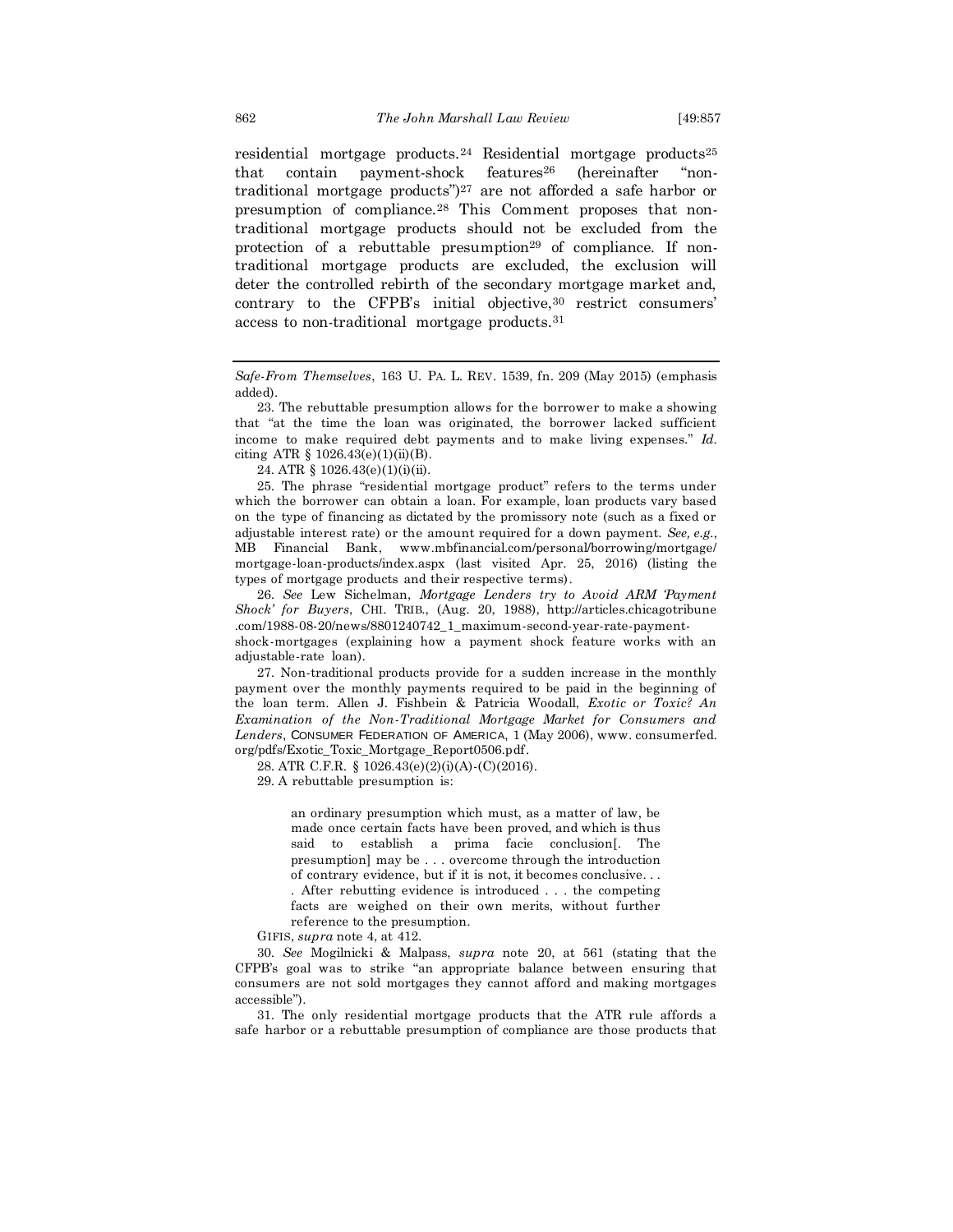residential mortgage products.[24] Residential mortgage products[25] that contain payment-shock features[26] (hereinafter "non-traditional mortgage products")[27] are not afforded a safe harbor or presumption of compliance.[28] This Comment proposes that non-traditional mortgage products should not be excluded from the protection of a rebuttable presumption[29] of compliance. If non-traditional mortgage products are excluded, the exclusion will deter the controlled rebirth of the secondary mortgage market and, contrary to the CFPB's initial objective,[30] restrict consumers' access to non-traditional mortgage products.[31]

---

*Safe-From Themselves*, 163 U. PA. L. REV. 1539, fn. 209 (May 2015) (emphasis added).

23. The rebuttable presumption allows for the borrower to make a showing that "at the time the loan was originated, the borrower lacked sufficient income to make required debt payments and to make living expenses." *Id.* citing ATR § 1026.43(e)(1)(ii)(B).

24. ATR § 1026.43(e)(1)(i)(ii).

25. The phrase "residential mortgage product" refers to the terms under which the borrower can obtain a loan. For example, loan products vary based on the type of financing as dictated by the promissory note (such as a fixed or adjustable interest rate) or the amount required for a down payment. *See, e.g.*, MB Financial Bank, www.mbfinancial.com/personal/borrowing/mortgage/mortgage-loan-products/index.aspx (last visited Apr. 25, 2016) (listing the types of mortgage products and their respective terms).

26. *See* Lew Sichelman, *Mortgage Lenders try to Avoid ARM 'Payment Shock' for Buyers*, CHI. TRIB., (Aug. 20, 1988), http://articles.chicagotribune.com/1988-08-20/news/8801240742_1_maximum-second-year-rate-payment-shock-mortgages (explaining how a payment shock feature works with an adjustable-rate loan).

27. Non-traditional products provide for a sudden increase in the monthly payment over the monthly payments required to be paid in the beginning of the loan term. Allen J. Fishbein & Patricia Woodall, *Exotic or Toxic? An Examination of the Non-Traditional Mortgage Market for Consumers and Lenders*, CONSUMER FEDERATION OF AMERICA, 1 (May 2006), www. consumerfed.org/pdfs/Exotic_Toxic_Mortgage_Report0506.pdf.

28. ATR C.F.R. § 1026.43(e)(2)(i)(A)-(C)(2016).

29. A rebuttable presumption is:

> an ordinary presumption which must, as a matter of law, be made once certain facts have been proved, and which is thus said to establish a prima facie conclusion[. The presumption] may be . . . overcome through the introduction of contrary evidence, but if it is not, it becomes conclusive. . . . After rebutting evidence is introduced . . . the competing facts are weighed on their own merits, without further reference to the presumption.

GIFIS, *supra* note 4, at 412.

30. *See* Mogilnicki & Malpass, *supra* note 20, at 561 (stating that the CFPB's goal was to strike "an appropriate balance between ensuring that consumers are not sold mortgages they cannot afford and making mortgages accessible").

31. The only residential mortgage products that the ATR rule affords a safe harbor or a rebuttable presumption of compliance are those products that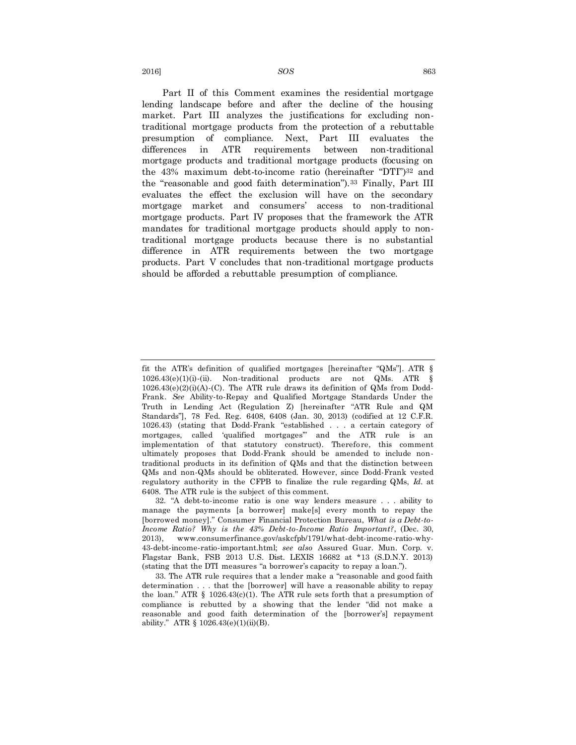Part II of this Comment examines the residential mortgage lending landscape before and after the decline of the housing market. Part III analyzes the justifications for excluding non-traditional mortgage products from the protection of a rebuttable presumption of compliance. Next, Part III evaluates the differences in ATR requirements between non-traditional mortgage products and traditional mortgage products (focusing on the 43% maximum debt-to-income ratio (hereinafter "DTI")[32] and the "reasonable and good faith determination").[33] Finally, Part III evaluates the effect the exclusion will have on the secondary mortgage market and consumers' access to non-traditional mortgage products. Part IV proposes that the framework the ATR mandates for traditional mortgage products should apply to non-traditional mortgage products because there is no substantial difference in ATR requirements between the two mortgage products. Part V concludes that non-traditional mortgage products should be afforded a rebuttable presumption of compliance.

---

fit the ATR's definition of qualified mortgages [hereinafter "QMs"]. ATR § 1026.43(e)(1)(i)-(ii). Non-traditional products are not QMs. ATR § 1026.43(e)(2)(i)(A)-(C). The ATR rule draws its definition of QMs from Dodd-Frank. *See* Ability-to-Repay and Qualified Mortgage Standards Under the Truth in Lending Act (Regulation Z) [hereinafter "ATR Rule and QM Standards"], 78 Fed. Reg. 6408, 6408 (Jan. 30, 2013) (codified at 12 C.F.R. 1026.43) (stating that Dodd-Frank "established . . . a certain category of mortgages, called 'qualified mortgages'" and the ATR rule is an implementation of that statutory construct). Therefore, this comment ultimately proposes that Dodd-Frank should be amended to include non-traditional products in its definition of QMs and that the distinction between QMs and non-QMs should be obliterated. However, since Dodd-Frank vested regulatory authority in the CFPB to finalize the rule regarding QMs, *Id.* at 6408. The ATR rule is the subject of this comment.

32. "A debt-to-income ratio is one way lenders measure . . . ability to manage the payments [a borrower] make[s] every month to repay the [borrowed money]." Consumer Financial Protection Bureau, *What is a Debt-to-Income Ratio? Why is the 43% Debt-to-Income Ratio Important?*, (Dec. 30, 2013), www.consumerfinance.gov/askcfpb/1791/what-debt-income-ratio-why-43-debt-income-ratio-important.html; *see also* Assured Guar. Mun. Corp. v. Flagstar Bank, FSB 2013 U.S. Dist. LEXIS 16682 at *13 (S.D.N.Y. 2013) (stating that the DTI measures "a borrower's capacity to repay a loan.").

33. The ATR rule requires that a lender make a "reasonable and good faith determination . . . that the [borrower] will have a reasonable ability to repay the loan." ATR § 1026.43(c)(1). The ATR rule sets forth that a presumption of compliance is rebutted by a showing that the lender "did not make a reasonable and good faith determination of the [borrower's] repayment ability." ATR § 1026.43(e)(1)(ii)(B).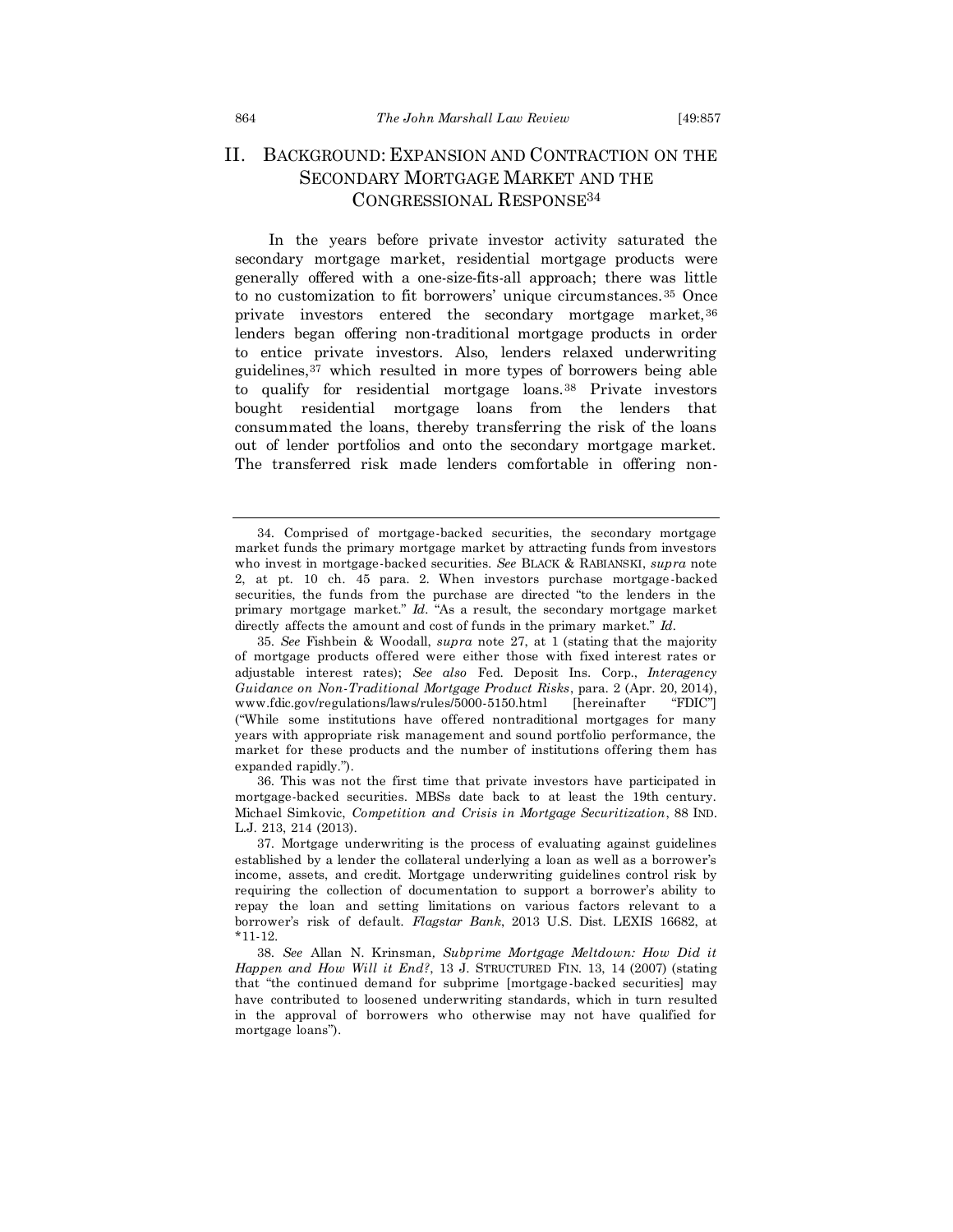## II. BACKGROUND: EXPANSION AND CONTRACTION ON THE SECONDARY MORTGAGE MARKET AND THE CONGRESSIONAL RESPONSE[34]

In the years before private investor activity saturated the secondary mortgage market, residential mortgage products were generally offered with a one-size-fits-all approach; there was little to no customization to fit borrowers' unique circumstances.[35] Once private investors entered the secondary mortgage market,[36] lenders began offering non-traditional mortgage products in order to entice private investors. Also, lenders relaxed underwriting guidelines,[37] which resulted in more types of borrowers being able to qualify for residential mortgage loans.[38] Private investors bought residential mortgage loans from the lenders that consummated the loans, thereby transferring the risk of the loans out of lender portfolios and onto the secondary mortgage market. The transferred risk made lenders comfortable in offering non-

---

34. Comprised of mortgage-backed securities, the secondary mortgage market funds the primary mortgage market by attracting funds from investors who invest in mortgage-backed securities. *See* BLACK & RABIANSKI, *supra* note 2, at pt. 10 ch. 45 para. 2. When investors purchase mortgage-backed securities, the funds from the purchase are directed "to the lenders in the primary mortgage market." *Id*. "As a result, the secondary mortgage market directly affects the amount and cost of funds in the primary market." *Id*.

35. *See* Fishbein & Woodall, *supra* note 27, at 1 (stating that the majority of mortgage products offered were either those with fixed interest rates or adjustable interest rates); *See also* Fed. Deposit Ins. Corp., *Interagency Guidance on Non-Traditional Mortgage Product Risks*, para. 2 (Apr. 20, 2014), www.fdic.gov/regulations/laws/rules/5000-5150.html [hereinafter "FDIC"] ("While some institutions have offered nontraditional mortgages for many years with appropriate risk management and sound portfolio performance, the market for these products and the number of institutions offering them has expanded rapidly.").

36. This was not the first time that private investors have participated in mortgage-backed securities. MBSs date back to at least the 19th century. Michael Simkovic, *Competition and Crisis in Mortgage Securitization*, 88 IND. L.J. 213, 214 (2013).

37. Mortgage underwriting is the process of evaluating against guidelines established by a lender the collateral underlying a loan as well as a borrower's income, assets, and credit. Mortgage underwriting guidelines control risk by requiring the collection of documentation to support a borrower's ability to repay the loan and setting limitations on various factors relevant to a borrower's risk of default. *Flagstar Bank*, 2013 U.S. Dist. LEXIS 16682, at *11-12.

38. *See* Allan N. Krinsman*, Subprime Mortgage Meltdown: How Did it Happen and How Will it End?*, 13 J. STRUCTURED FIN. 13, 14 (2007) (stating that "the continued demand for subprime [mortgage-backed securities] may have contributed to loosened underwriting standards, which in turn resulted in the approval of borrowers who otherwise may not have qualified for mortgage loans").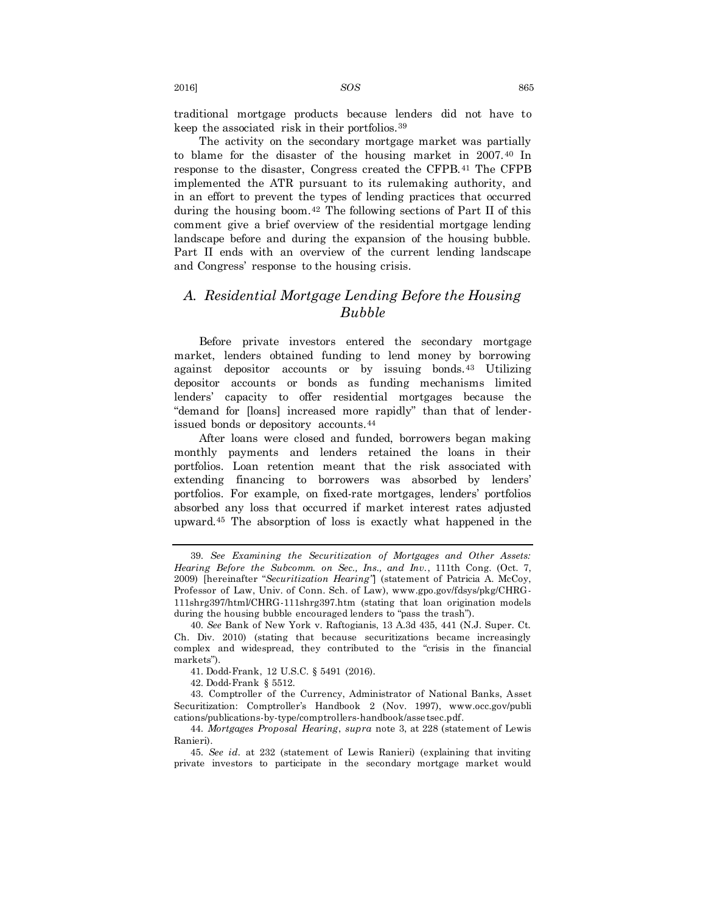traditional mortgage products because lenders did not have to keep the associated risk in their portfolios.[39]

The activity on the secondary mortgage market was partially to blame for the disaster of the housing market in 2007.[40] In response to the disaster, Congress created the CFPB.[41] The CFPB implemented the ATR pursuant to its rulemaking authority, and in an effort to prevent the types of lending practices that occurred during the housing boom.[42] The following sections of Part II of this comment give a brief overview of the residential mortgage lending landscape before and during the expansion of the housing bubble. Part II ends with an overview of the current lending landscape and Congress' response to the housing crisis.

## *A. Residential Mortgage Lending Before the Housing Bubble*

Before private investors entered the secondary mortgage market, lenders obtained funding to lend money by borrowing against depositor accounts or by issuing bonds.[43] Utilizing depositor accounts or bonds as funding mechanisms limited lenders' capacity to offer residential mortgages because the "demand for [loans] increased more rapidly" than that of lender-issued bonds or depository accounts.[44]

After loans were closed and funded, borrowers began making monthly payments and lenders retained the loans in their portfolios. Loan retention meant that the risk associated with extending financing to borrowers was absorbed by lenders' portfolios. For example, on fixed-rate mortgages, lenders' portfolios absorbed any loss that occurred if market interest rates adjusted upward.[45] The absorption of loss is exactly what happened in the

---

39. *See Examining the Securitization of Mortgages and Other Assets: Hearing Before the Subcomm. on Sec., Ins., and Inv.*, 111th Cong. (Oct. 7, 2009) [hereinafter "*Securitization Hearing*"] (statement of Patricia A. McCoy, Professor of Law, Univ. of Conn. Sch. of Law), www.gpo.gov/fdsys/pkg/CHRG-111shrg397/html/CHRG-111shrg397.htm (stating that loan origination models during the housing bubble encouraged lenders to "pass the trash").

40. *See* Bank of New York v. Raftogianis, 13 A.3d 435, 441 (N.J. Super. Ct. Ch. Div. 2010) (stating that because securitizations became increasingly complex and widespread, they contributed to the "crisis in the financial markets").

41. Dodd-Frank, 12 U.S.C. § 5491 (2016).

42. Dodd-Frank § 5512.

43. Comptroller of the Currency, Administrator of National Banks, Asset Securitization: Comptroller's Handbook 2 (Nov. 1997), www.occ.gov/publications/publications-by-type/comptrollers-handbook/assetsec.pdf.

44. *Mortgages Proposal Hearing*, *supra* note 3, at 228 (statement of Lewis Ranieri).

45. *See id.* at 232 (statement of Lewis Ranieri) (explaining that inviting private investors to participate in the secondary mortgage market would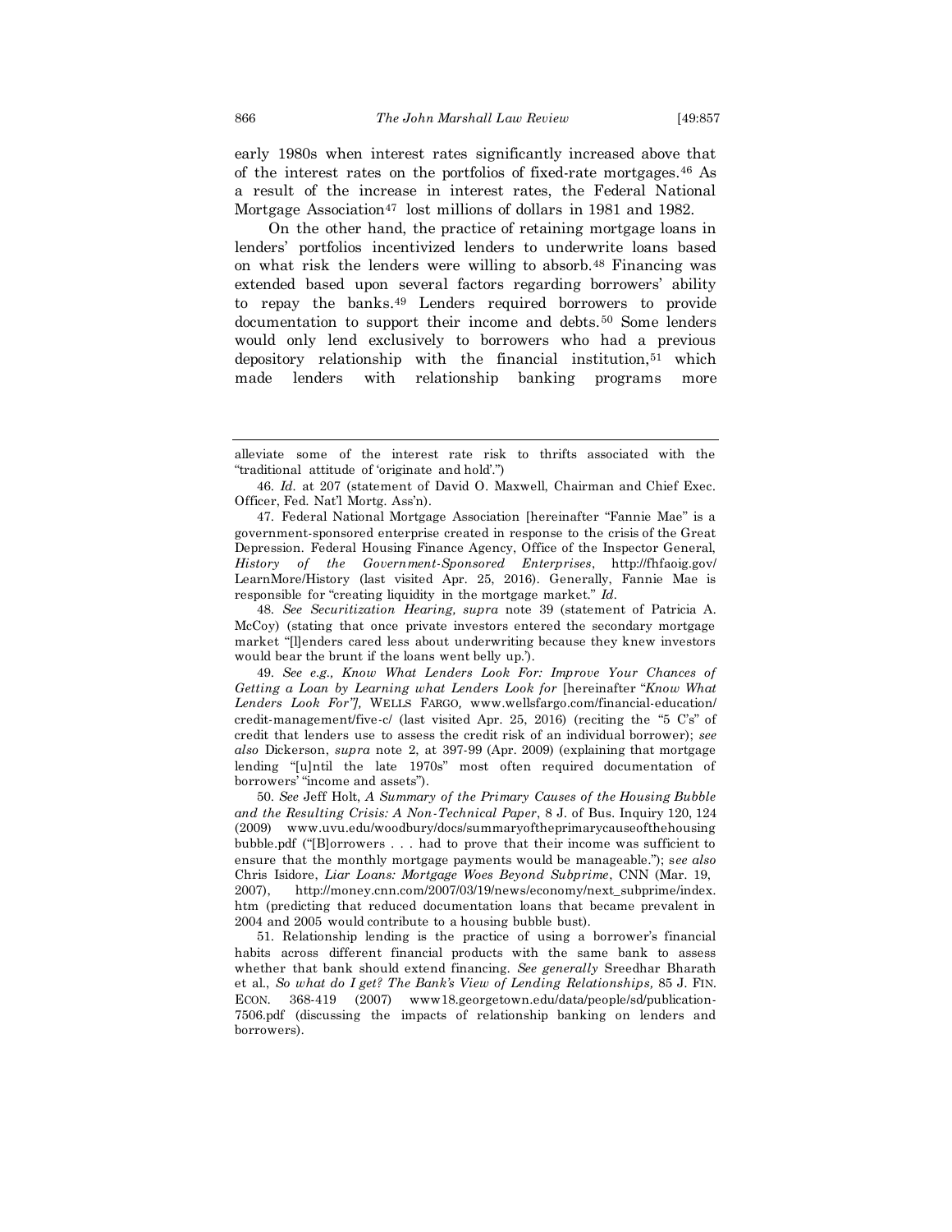early 1980s when interest rates significantly increased above that of the interest rates on the portfolios of fixed-rate mortgages.[46] As a result of the increase in interest rates, the Federal National Mortgage Association[47] lost millions of dollars in 1981 and 1982.

On the other hand, the practice of retaining mortgage loans in lenders' portfolios incentivized lenders to underwrite loans based on what risk the lenders were willing to absorb.[48] Financing was extended based upon several factors regarding borrowers' ability to repay the banks.[49] Lenders required borrowers to provide documentation to support their income and debts.[50] Some lenders would only lend exclusively to borrowers who had a previous depository relationship with the financial institution,[51] which made lenders with relationship banking programs more

---

alleviate some of the interest rate risk to thrifts associated with the "traditional attitude of 'originate and hold'.")

46. *Id.* at 207 (statement of David O. Maxwell, Chairman and Chief Exec. Officer, Fed. Nat'l Mortg. Ass'n).

47. Federal National Mortgage Association [hereinafter "Fannie Mae" is a government-sponsored enterprise created in response to the crisis of the Great Depression. Federal Housing Finance Agency, Office of the Inspector General, *History of the Government-Sponsored Enterprises*, http://fhfaoig.gov/LearnMore/History (last visited Apr. 25, 2016). Generally, Fannie Mae is responsible for "creating liquidity in the mortgage market." *Id*.

48. *See Securitization Hearing, supra* note 39 (statement of Patricia A. McCoy) (stating that once private investors entered the secondary mortgage market "[l]enders cared less about underwriting because they knew investors would bear the brunt if the loans went belly up.').

49. *See e.g., Know What Lenders Look For: Improve Your Chances of Getting a Loan by Learning what Lenders Look for* [hereinafter "*Know What Lenders Look For"],* WELLS FARGO, www.wellsfargo.com/financial-education/credit-management/five-c/ (last visited Apr. 25, 2016) (reciting the "5 C's" of credit that lenders use to assess the credit risk of an individual borrower); *see also* Dickerson, *supra* note 2, at 397-99 (Apr. 2009) (explaining that mortgage lending "[u]ntil the late 1970s" most often required documentation of borrowers' "income and assets").

50. *See* Jeff Holt, *A Summary of the Primary Causes of the Housing Bubble and the Resulting Crisis: A Non-Technical Paper*, 8 J. of Bus. Inquiry 120, 124 (2009) www.uvu.edu/woodbury/docs/summaryoftheprimarycauseofthehousingbubble.pdf ("[B]orrowers . . . had to prove that their income was sufficient to ensure that the monthly mortgage payments would be manageable."); *see also* Chris Isidore, *Liar Loans: Mortgage Woes Beyond Subprime*, CNN (Mar. 19, 2007), http://money.cnn.com/2007/03/19/news/economy/next_subprime/index.htm (predicting that reduced documentation loans that became prevalent in 2004 and 2005 would contribute to a housing bubble bust).

51. Relationship lending is the practice of using a borrower's financial habits across different financial products with the same bank to assess whether that bank should extend financing. *See generally* Sreedhar Bharath et al., *So what do I get? The Bank's View of Lending Relationships,* 85 J. FIN. ECON. 368-419 (2007) www18.georgetown.edu/data/people/sd/publication-7506.pdf (discussing the impacts of relationship banking on lenders and borrowers).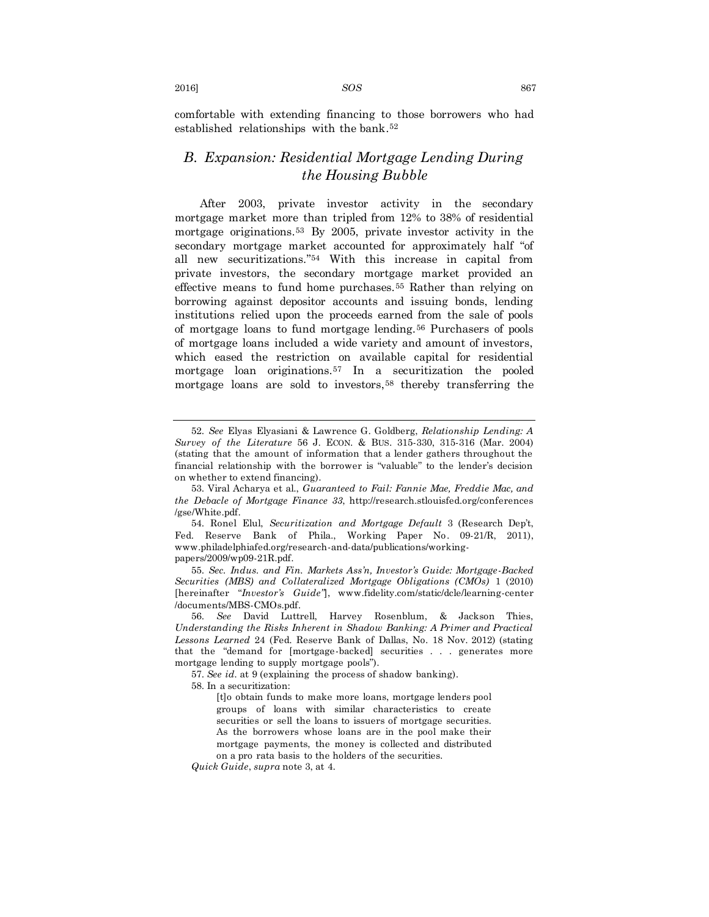comfortable with extending financing to those borrowers who had established relationships with the bank.[52]

## *B. Expansion: Residential Mortgage Lending During the Housing Bubble*

After 2003, private investor activity in the secondary mortgage market more than tripled from 12% to 38% of residential mortgage originations.[53] By 2005, private investor activity in the secondary mortgage market accounted for approximately half "of all new securitizations."[54] With this increase in capital from private investors, the secondary mortgage market provided an effective means to fund home purchases.[55] Rather than relying on borrowing against depositor accounts and issuing bonds, lending institutions relied upon the proceeds earned from the sale of pools of mortgage loans to fund mortgage lending.[56] Purchasers of pools of mortgage loans included a wide variety and amount of investors, which eased the restriction on available capital for residential mortgage loan originations.[57] In a securitization the pooled mortgage loans are sold to investors,[58] thereby transferring the

---

52. *See* Elyas Elyasiani & Lawrence G. Goldberg, *Relationship Lending: A Survey of the Literature* 56 J. ECON. & BUS. 315-330, 315-316 (Mar. 2004) (stating that the amount of information that a lender gathers throughout the financial relationship with the borrower is "valuable" to the lender's decision on whether to extend financing).

53. Viral Acharya et al., *Guaranteed to Fail: Fannie Mae, Freddie Mac, and the Debacle of Mortgage Finance 33*, http://research.stlouisfed.org/conferences/gse/White.pdf.

54. Ronel Elul, *Securitization and Mortgage Default* 3 (Research Dep't, Fed. Reserve Bank of Phila., Working Paper No. 09-21/R, 2011), www.philadelphiafed.org/research-and-data/publications/working-papers/2009/wp09-21R.pdf.

55. *Sec. Indus. and Fin. Markets Ass'n, Investor's Guide: Mortgage-Backed Securities (MBS) and Collateralized Mortgage Obligations (CMOs)* 1 (2010) [hereinafter "*Investor's Guide*"], www.fidelity.com/static/dcle/learning-center/documents/MBS-CMOs.pdf.

56. *See* David Luttrell, Harvey Rosenblum, & Jackson Thies, *Understanding the Risks Inherent in Shadow Banking: A Primer and Practical Lessons Learned* 24 (Fed. Reserve Bank of Dallas, No. 18 Nov. 2012) (stating that the "demand for [mortgage-backed] securities . . . generates more mortgage lending to supply mortgage pools").

57. *See id*. at 9 (explaining the process of shadow banking).

58. In a securitization:

> [t]o obtain funds to make more loans, mortgage lenders pool groups of loans with similar characteristics to create securities or sell the loans to issuers of mortgage securities. As the borrowers whose loans are in the pool make their mortgage payments, the money is collected and distributed on a pro rata basis to the holders of the securities.

*Quick Guide*, *supra* note 3, at 4.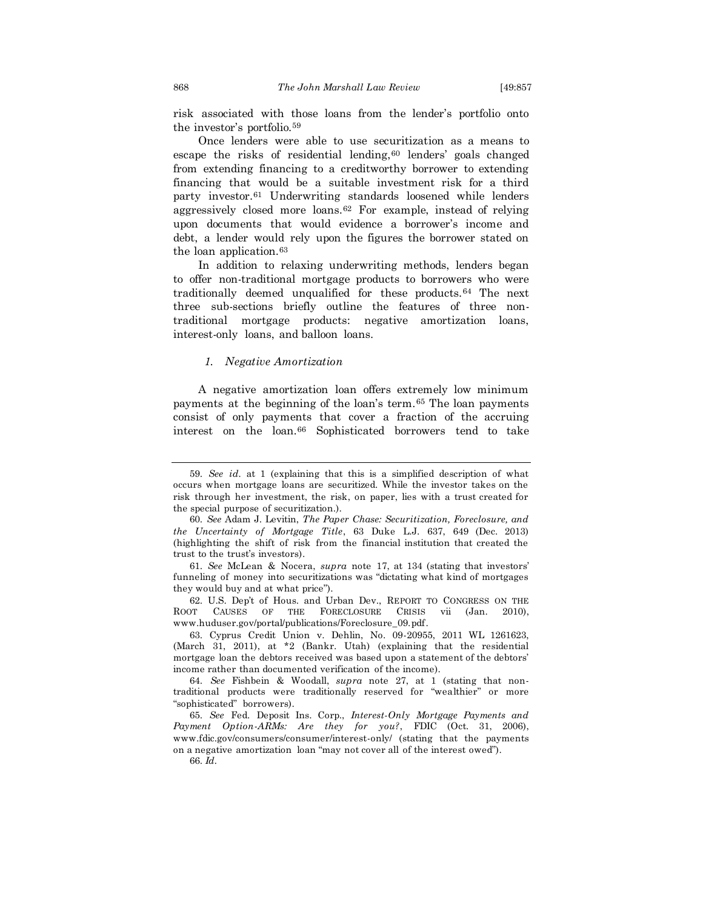risk associated with those loans from the lender's portfolio onto the investor's portfolio.[59]

Once lenders were able to use securitization as a means to escape the risks of residential lending,[60] lenders' goals changed from extending financing to a creditworthy borrower to extending financing that would be a suitable investment risk for a third party investor.[61] Underwriting standards loosened while lenders aggressively closed more loans.[62] For example, instead of relying upon documents that would evidence a borrower's income and debt, a lender would rely upon the figures the borrower stated on the loan application.[63]

In addition to relaxing underwriting methods, lenders began to offer non-traditional mortgage products to borrowers who were traditionally deemed unqualified for these products.[64] The next three sub-sections briefly outline the features of three non-traditional mortgage products: negative amortization loans, interest-only loans, and balloon loans.

### *1. Negative Amortization*

A negative amortization loan offers extremely low minimum payments at the beginning of the loan's term.[65] The loan payments consist of only payments that cover a fraction of the accruing interest on the loan.[66] Sophisticated borrowers tend to take

---

59. *See id.* at 1 (explaining that this is a simplified description of what occurs when mortgage loans are securitized. While the investor takes on the risk through her investment, the risk, on paper, lies with a trust created for the special purpose of securitization.).

60. *See* Adam J. Levitin, *The Paper Chase: Securitization, Foreclosure, and the Uncertainty of Mortgage Title*, 63 Duke L.J. 637, 649 (Dec. 2013) (highlighting the shift of risk from the financial institution that created the trust to the trust's investors).

61. *See* McLean & Nocera, *supra* note 17, at 134 (stating that investors' funneling of money into securitizations was "dictating what kind of mortgages they would buy and at what price").

62. U.S. Dep't of Hous. and Urban Dev., REPORT TO CONGRESS ON THE ROOT CAUSES OF THE FORECLOSURE CRISIS vii (Jan. 2010), www.huduser.gov/portal/publications/Foreclosure_09.pdf.

63. Cyprus Credit Union v. Dehlin, No. 09-20955, 2011 WL 1261623, (March 31, 2011), at *2 (Bankr. Utah) (explaining that the residential mortgage loan the debtors received was based upon a statement of the debtors' income rather than documented verification of the income).

64. *See* Fishbein & Woodall, *supra* note 27, at 1 (stating that non-traditional products were traditionally reserved for "wealthier" or more "sophisticated" borrowers).

65. *See* Fed. Deposit Ins. Corp., *Interest-Only Mortgage Payments and Payment Option-ARMs: Are they for you?*, FDIC (Oct. 31, 2006), www.fdic.gov/consumers/consumer/interest-only/ (stating that the payments on a negative amortization loan "may not cover all of the interest owed").

66. *Id.*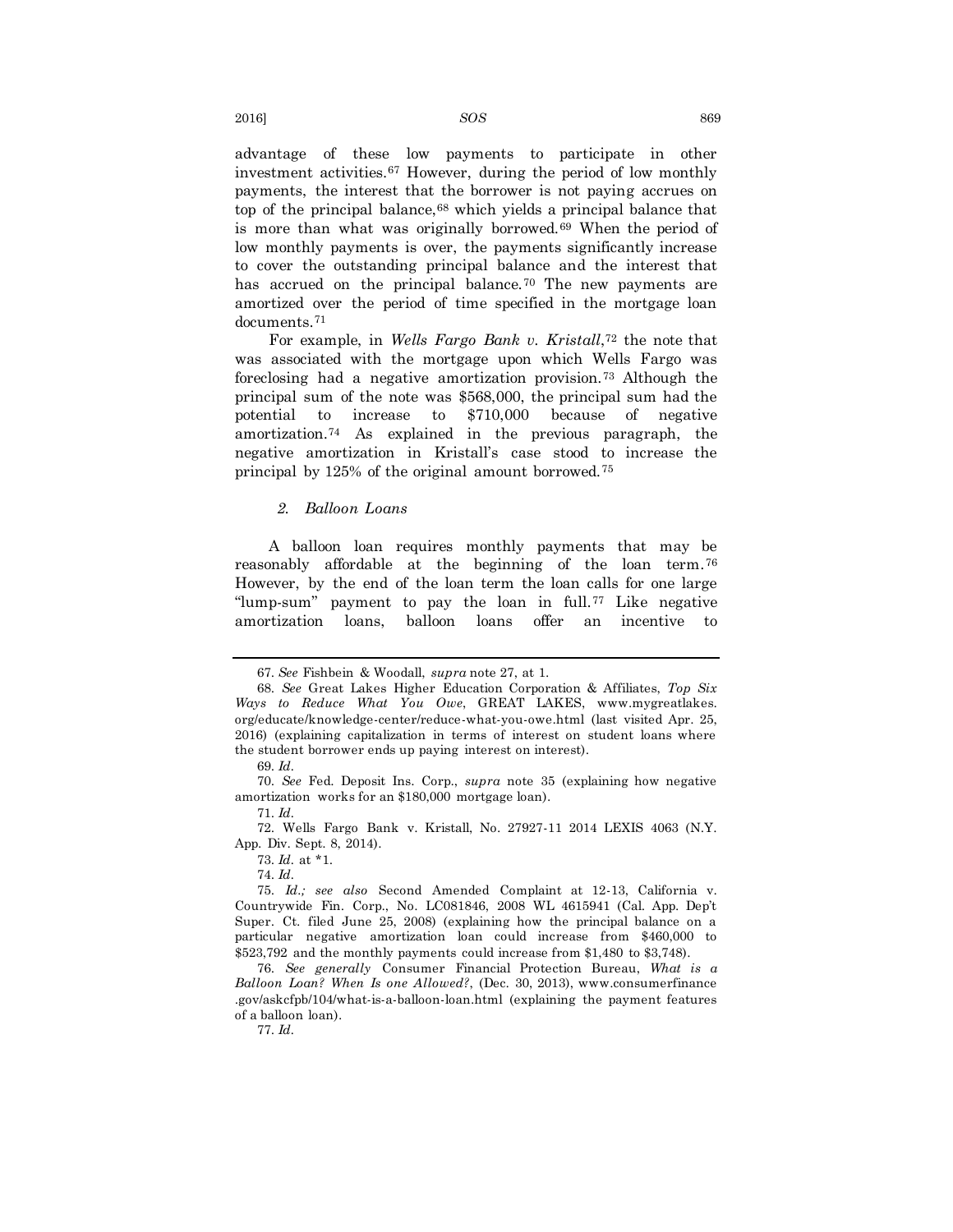advantage of these low payments to participate in other investment activities.[67] However, during the period of low monthly payments, the interest that the borrower is not paying accrues on top of the principal balance,[68] which yields a principal balance that is more than what was originally borrowed.[69] When the period of low monthly payments is over, the payments significantly increase to cover the outstanding principal balance and the interest that has accrued on the principal balance.[70] The new payments are amortized over the period of time specified in the mortgage loan documents.[71]

For example, in *Wells Fargo Bank v. Kristall*,[72] the note that was associated with the mortgage upon which Wells Fargo was foreclosing had a negative amortization provision.[73] Although the principal sum of the note was $568,000, the principal sum had the potential to increase to $710,000 because of negative amortization.[74] As explained in the previous paragraph, the negative amortization in Kristall's case stood to increase the principal by 125% of the original amount borrowed.[75]

### *2. Balloon Loans*

A balloon loan requires monthly payments that may be reasonably affordable at the beginning of the loan term.[76] However, by the end of the loan term the loan calls for one large "lump-sum" payment to pay the loan in full.[77] Like negative amortization loans, balloon loans offer an incentive to

---

67. *See* Fishbein & Woodall, *supra* note 27, at 1.

68. *See* Great Lakes Higher Education Corporation & Affiliates, *Top Six Ways to Reduce What You Owe*, GREAT LAKES, www.mygreatlakes.org/educate/knowledge-center/reduce-what-you-owe.html (last visited Apr. 25, 2016) (explaining capitalization in terms of interest on student loans where the student borrower ends up paying interest on interest).

69. *Id*.

70. *See* Fed. Deposit Ins. Corp., *supra* note 35 (explaining how negative amortization works for an $180,000 mortgage loan).

71. *Id*.

72. Wells Fargo Bank v. Kristall, No. 27927-11 2014 LEXIS 4063 (N.Y. App. Div. Sept. 8, 2014).

73. *Id*. at *1.

74. *Id*.

75. *Id*.*; see also* Second Amended Complaint at 12-13, California v. Countrywide Fin. Corp., No. LC081846, 2008 WL 4615941 (Cal. App. Dep't Super. Ct. filed June 25, 2008) (explaining how the principal balance on a particular negative amortization loan could increase from $460,000 to $523,792 and the monthly payments could increase from $1,480 to $3,748).

76. *See generally* Consumer Financial Protection Bureau, *What is a Balloon Loan? When Is one Allowed?*, (Dec. 30, 2013), www.consumerfinance.gov/askcfpb/104/what-is-a-balloon-loan.html (explaining the payment features of a balloon loan).

77. *Id*.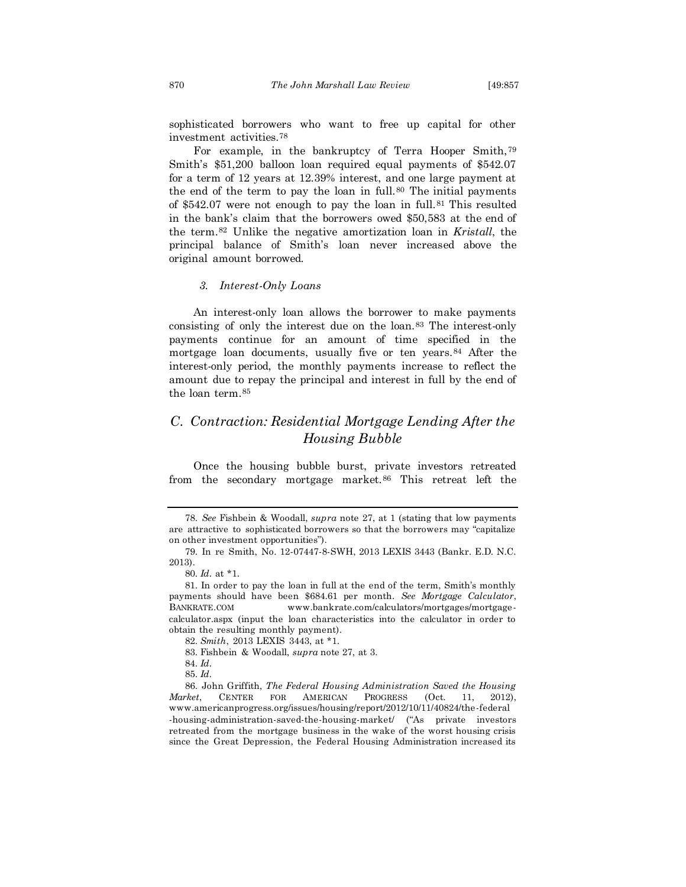sophisticated borrowers who want to free up capital for other investment activities.[78]

For example, in the bankruptcy of Terra Hooper Smith,[79] Smith's $51,200 balloon loan required equal payments of $542.07 for a term of 12 years at 12.39% interest, and one large payment at the end of the term to pay the loan in full.[80] The initial payments of $542.07 were not enough to pay the loan in full.[81] This resulted in the bank's claim that the borrowers owed $50,583 at the end of the term.[82] Unlike the negative amortization loan in *Kristall*, the principal balance of Smith's loan never increased above the original amount borrowed.

#### *3. Interest-Only Loans*

An interest-only loan allows the borrower to make payments consisting of only the interest due on the loan.[83] The interest-only payments continue for an amount of time specified in the mortgage loan documents, usually five or ten years.[84] After the interest-only period, the monthly payments increase to reflect the amount due to repay the principal and interest in full by the end of the loan term.[85]

### *C. Contraction: Residential Mortgage Lending After the Housing Bubble*

Once the housing bubble burst, private investors retreated from the secondary mortgage market.[86] This retreat left the

---

78. *See* Fishbein & Woodall, *supra* note 27, at 1 (stating that low payments are attractive to sophisticated borrowers so that the borrowers may "capitalize on other investment opportunities").

79. In re Smith, No. 12-07447-8-SWH, 2013 LEXIS 3443 (Bankr. E.D. N.C. 2013).

80. *Id*. at *1.

81. In order to pay the loan in full at the end of the term, Smith's monthly payments should have been $684.61 per month. *See Mortgage Calculator*, BANKRATE.COM www.bankrate.com/calculators/mortgages/mortgage-calculator.aspx (input the loan characteristics into the calculator in order to obtain the resulting monthly payment).

82. *Smith*, 2013 LEXIS 3443, at *1.

83. Fishbein & Woodall, *supra* note 27, at 3.

84. *Id*.

85. *Id*.

86. John Griffith, *The Federal Housing Administration Saved the Housing Market*, CENTER FOR AMERICAN PROGRESS (Oct. 11, 2012), www.americanprogress.org/issues/housing/report/2012/10/11/40824/the-federal-housing-administration-saved-the-housing-market/ ("As private investors retreated from the mortgage business in the wake of the worst housing crisis since the Great Depression, the Federal Housing Administration increased its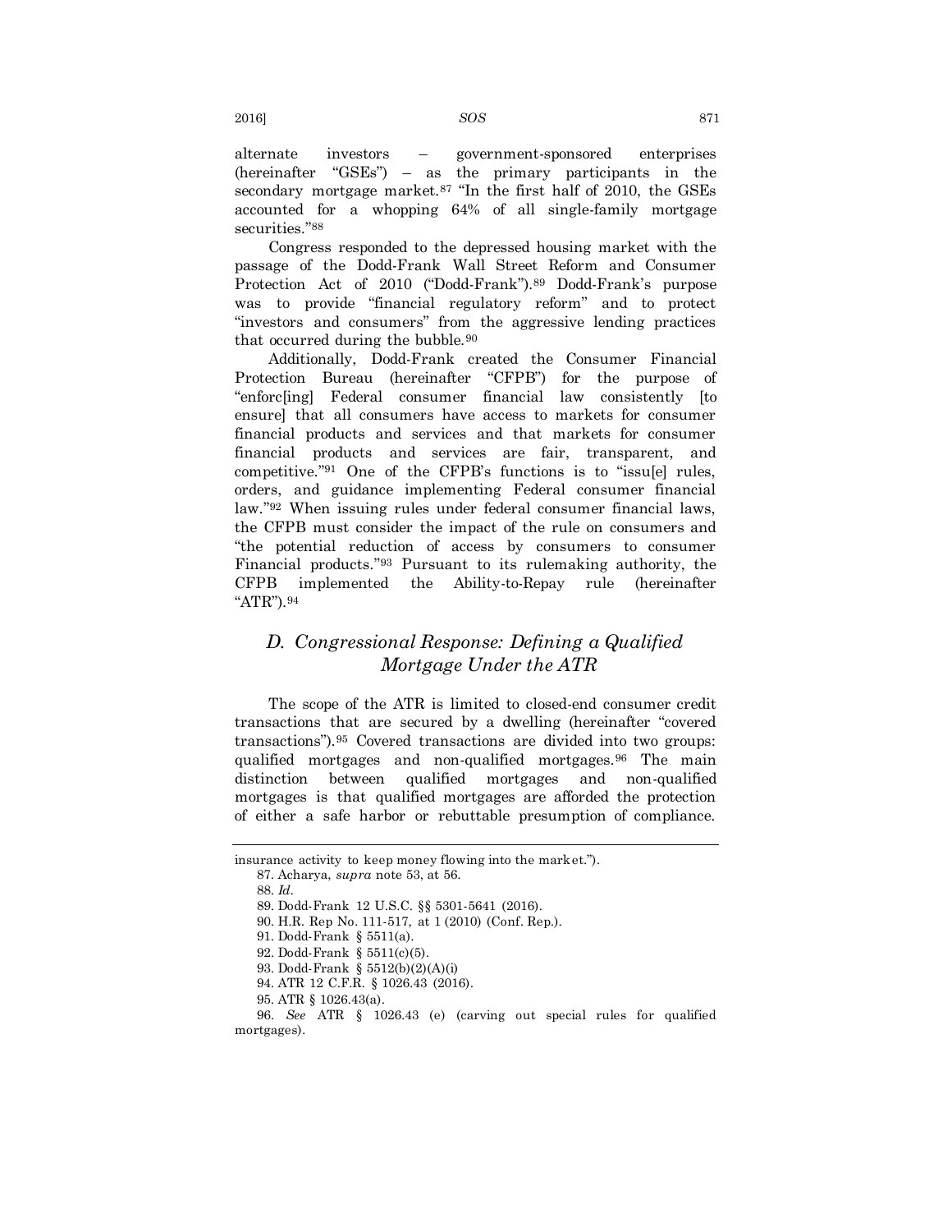alternate investors – government-sponsored enterprises (hereinafter "GSEs") – as the primary participants in the secondary mortgage market.[87] "In the first half of 2010, the GSEs accounted for a whopping 64% of all single-family mortgage securities."[88]

Congress responded to the depressed housing market with the passage of the Dodd-Frank Wall Street Reform and Consumer Protection Act of 2010 ("Dodd-Frank").[89] Dodd-Frank's purpose was to provide "financial regulatory reform" and to protect "investors and consumers" from the aggressive lending practices that occurred during the bubble.[90]

Additionally, Dodd-Frank created the Consumer Financial Protection Bureau (hereinafter "CFPB") for the purpose of "enforc[ing] Federal consumer financial law consistently [to ensure] that all consumers have access to markets for consumer financial products and services and that markets for consumer financial products and services are fair, transparent, and competitive."[91] One of the CFPB's functions is to "issu[e] rules, orders, and guidance implementing Federal consumer financial law."[92] When issuing rules under federal consumer financial laws, the CFPB must consider the impact of the rule on consumers and "the potential reduction of access by consumers to consumer Financial products."[93] Pursuant to its rulemaking authority, the CFPB implemented the Ability-to-Repay rule (hereinafter "ATR").[94]

## *D. Congressional Response: Defining a Qualified Mortgage Under the ATR*

The scope of the ATR is limited to closed-end consumer credit transactions that are secured by a dwelling (hereinafter "covered transactions").[95] Covered transactions are divided into two groups: qualified mortgages and non-qualified mortgages.[96] The main distinction between qualified mortgages and non-qualified mortgages is that qualified mortgages are afforded the protection of either a safe harbor or rebuttable presumption of compliance.

---

insurance activity to keep money flowing into the market.").

87. Acharya, *supra* note 53, at 56.

88. *Id.*

89. Dodd-Frank 12 U.S.C. §§ 5301-5641 (2016).

90. H.R. Rep No. 111-517, at 1 (2010) (Conf. Rep.).

91. Dodd-Frank § 5511(a).

92. Dodd-Frank § 5511(c)(5).

93. Dodd-Frank § 5512(b)(2)(A)(i)

94. ATR 12 C.F.R. § 1026.43 (2016).

95. ATR § 1026.43(a).

96. *See* ATR § 1026.43 (e) (carving out special rules for qualified mortgages).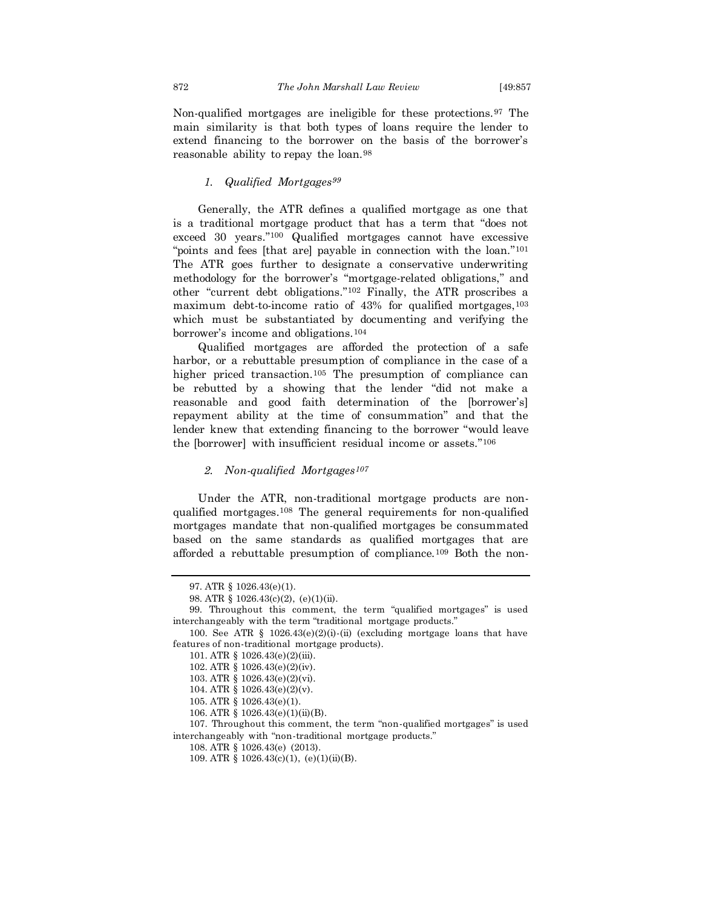Non-qualified mortgages are ineligible for these protections.[97] The main similarity is that both types of loans require the lender to extend financing to the borrower on the basis of the borrower's reasonable ability to repay the loan.[98]

### *1. Qualified Mortgages*[99]

Generally, the ATR defines a qualified mortgage as one that is a traditional mortgage product that has a term that "does not exceed 30 years."[100] Qualified mortgages cannot have excessive "points and fees [that are] payable in connection with the loan."[101] The ATR goes further to designate a conservative underwriting methodology for the borrower's "mortgage-related obligations," and other "current debt obligations."[102] Finally, the ATR proscribes a maximum debt-to-income ratio of 43% for qualified mortgages,[103] which must be substantiated by documenting and verifying the borrower's income and obligations.[104]

Qualified mortgages are afforded the protection of a safe harbor, or a rebuttable presumption of compliance in the case of a higher priced transaction.[105] The presumption of compliance can be rebutted by a showing that the lender "did not make a reasonable and good faith determination of the [borrower's] repayment ability at the time of consummation" and that the lender knew that extending financing to the borrower "would leave the [borrower] with insufficient residual income or assets."[106]

### *2. Non-qualified Mortgages*[107]

Under the ATR, non-traditional mortgage products are non-qualified mortgages.[108] The general requirements for non-qualified mortgages mandate that non-qualified mortgages be consummated based on the same standards as qualified mortgages that are afforded a rebuttable presumption of compliance.[109] Both the non-

---

97. ATR § 1026.43(e)(1).

98. ATR § 1026.43(c)(2), (e)(1)(ii).

99. Throughout this comment, the term "qualified mortgages" is used interchangeably with the term "traditional mortgage products."

100. See ATR § 1026.43(e)(2)(i)-(ii) (excluding mortgage loans that have features of non-traditional mortgage products).

101. ATR § 1026.43(e)(2)(iii).

102. ATR § 1026.43(e)(2)(iv).

103. ATR § 1026.43(e)(2)(vi).

104. ATR § 1026.43(e)(2)(v).

105. ATR § 1026.43(e)(1).

106. ATR § 1026.43(e)(1)(ii)(B).

107. Throughout this comment, the term "non-qualified mortgages" is used interchangeably with "non-traditional mortgage products."

108. ATR § 1026.43(e) (2013).

109. ATR § 1026.43(c)(1), (e)(1)(ii)(B).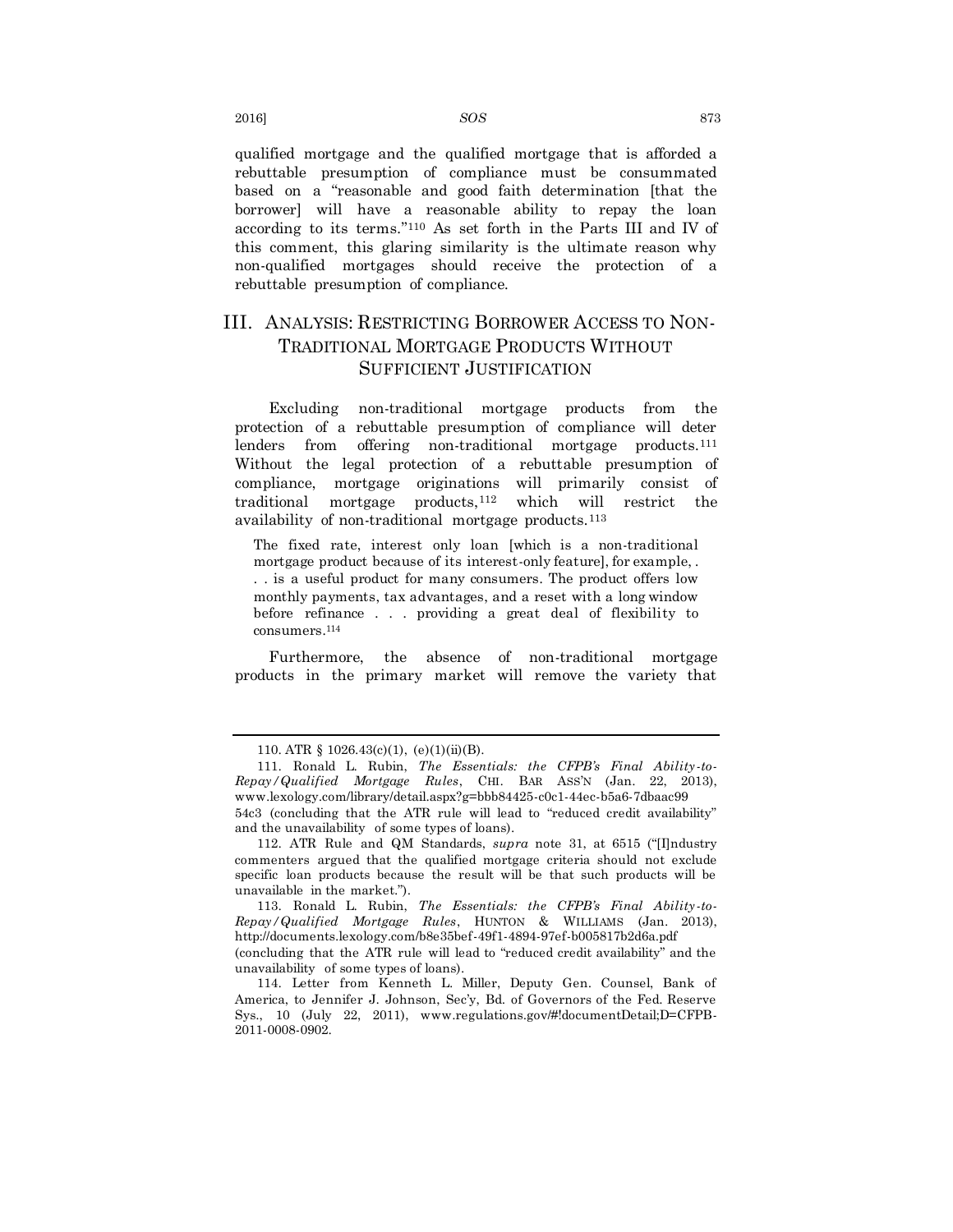qualified mortgage and the qualified mortgage that is afforded a rebuttable presumption of compliance must be consummated based on a "reasonable and good faith determination [that the borrower] will have a reasonable ability to repay the loan according to its terms."[110] As set forth in the Parts III and IV of this comment, this glaring similarity is the ultimate reason why non-qualified mortgages should receive the protection of a rebuttable presumption of compliance.

## III. ANALYSIS: RESTRICTING BORROWER ACCESS TO NON-TRADITIONAL MORTGAGE PRODUCTS WITHOUT SUFFICIENT JUSTIFICATION

Excluding non-traditional mortgage products from the protection of a rebuttable presumption of compliance will deter lenders from offering non-traditional mortgage products.[111] Without the legal protection of a rebuttable presumption of compliance, mortgage originations will primarily consist of traditional mortgage products,[112] which will restrict the availability of non-traditional mortgage products.[113]

> The fixed rate, interest only loan [which is a non-traditional mortgage product because of its interest-only feature], for example, . . . is a useful product for many consumers. The product offers low monthly payments, tax advantages, and a reset with a long window before refinance . . . providing a great deal of flexibility to consumers.[114]

Furthermore, the absence of non-traditional mortgage products in the primary market will remove the variety that

---

110. ATR § 1026.43(c)(1), (e)(1)(ii)(B).

111. Ronald L. Rubin, *The Essentials: the CFPB's Final Ability-to-Repay/Qualified Mortgage Rules*, CHI. BAR ASS'N (Jan. 22, 2013), www.lexology.com/library/detail.aspx?g=bbb84425-c0c1-44ec-b5a6-7dbaac99 54c3 (concluding that the ATR rule will lead to "reduced credit availability" and the unavailability of some types of loans).

112. ATR Rule and QM Standards, *supra* note 31, at 6515 ("[I]ndustry commenters argued that the qualified mortgage criteria should not exclude specific loan products because the result will be that such products will be unavailable in the market.").

113. Ronald L. Rubin, *The Essentials: the CFPB's Final Ability-to-Repay/Qualified Mortgage Rules*, HUNTON & WILLIAMS (Jan. 2013), http://documents.lexology.com/b8e35bef-49f1-4894-97ef-b005817b2d6a.pdf (concluding that the ATR rule will lead to "reduced credit availability" and the unavailability of some types of loans).

114. Letter from Kenneth L. Miller, Deputy Gen. Counsel, Bank of America, to Jennifer J. Johnson, Sec'y, Bd. of Governors of the Fed. Reserve Sys., 10 (July 22, 2011), www.regulations.gov/#!documentDetail;D=CFPB-2011-0008-0902.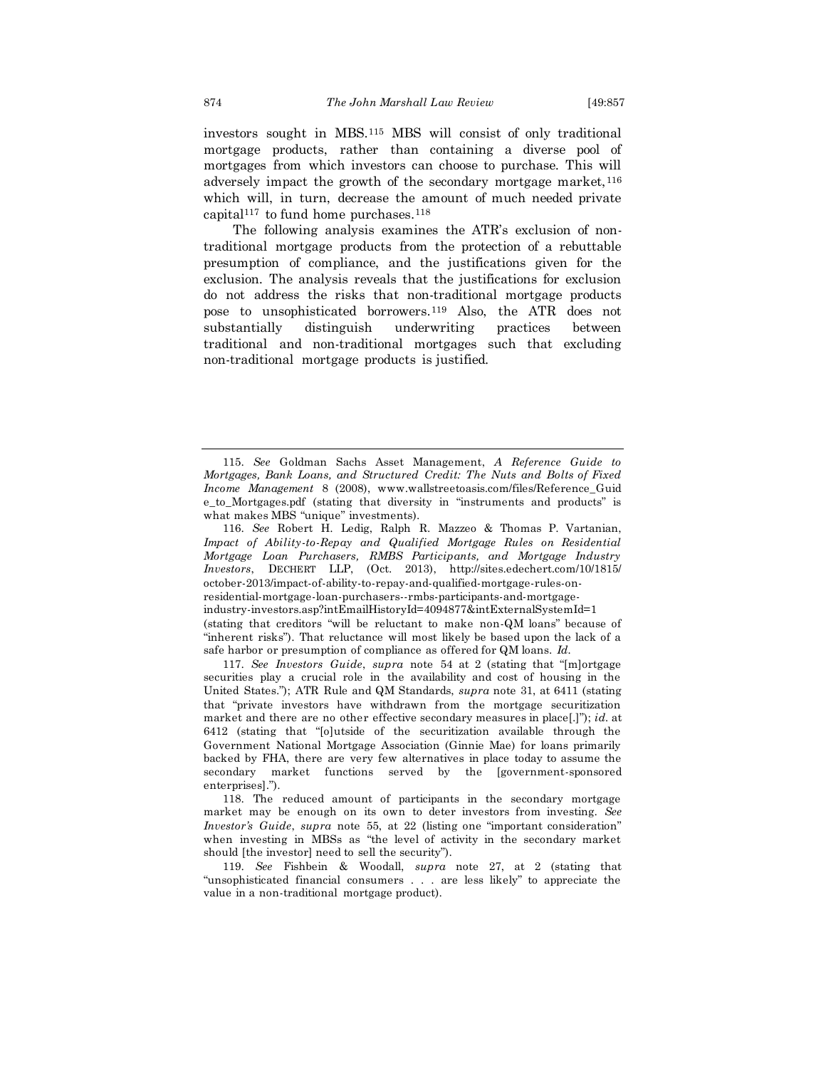investors sought in MBS.[115] MBS will consist of only traditional mortgage products, rather than containing a diverse pool of mortgages from which investors can choose to purchase. This will adversely impact the growth of the secondary mortgage market,[116] which will, in turn, decrease the amount of much needed private capital[117] to fund home purchases.[118]

The following analysis examines the ATR's exclusion of non-traditional mortgage products from the protection of a rebuttable presumption of compliance, and the justifications given for the exclusion. The analysis reveals that the justifications for exclusion do not address the risks that non-traditional mortgage products pose to unsophisticated borrowers.[119] Also, the ATR does not substantially distinguish underwriting practices between traditional and non-traditional mortgages such that excluding non-traditional mortgage products is justified.

---

115. *See* Goldman Sachs Asset Management, *A Reference Guide to Mortgages, Bank Loans, and Structured Credit: The Nuts and Bolts of Fixed Income Management* 8 (2008), www.wallstreetoasis.com/files/Reference_Guide_to_Mortgages.pdf (stating that diversity in "instruments and products" is what makes MBS "unique" investments).

116. *See* Robert H. Ledig, Ralph R. Mazzeo & Thomas P. Vartanian, *Impact of Ability-to-Repay and Qualified Mortgage Rules on Residential Mortgage Loan Purchasers, RMBS Participants, and Mortgage Industry Investors*, DECHERT LLP, (Oct. 2013), http://sites.edechert.com/10/1815/october-2013/impact-of-ability-to-repay-and-qualified-mortgage-rules-on-residential-mortgage-loan-purchasers--rmbs-participants-and-mortgage-industry-investors.asp?intEmailHistoryId=4094877&intExternalSystemId=1 (stating that creditors "will be reluctant to make non-QM loans" because of "inherent risks"). That reluctance will most likely be based upon the lack of a safe harbor or presumption of compliance as offered for QM loans. *Id.*

117. *See Investors Guide*, *supra* note 54 at 2 (stating that "[m]ortgage securities play a crucial role in the availability and cost of housing in the United States."); ATR Rule and QM Standards, *supra* note 31, at 6411 (stating that "private investors have withdrawn from the mortgage securitization market and there are no other effective secondary measures in place[.]"); *id.* at 6412 (stating that "[o]utside of the securitization available through the Government National Mortgage Association (Ginnie Mae) for loans primarily backed by FHA, there are very few alternatives in place today to assume the secondary market functions served by the [government-sponsored enterprises].").

118. The reduced amount of participants in the secondary mortgage market may be enough on its own to deter investors from investing. *See Investor's Guide*, *supra* note 55, at 22 (listing one "important consideration" when investing in MBSs as "the level of activity in the secondary market should [the investor] need to sell the security").

119. *See* Fishbein & Woodall, *supra* note 27, at 2 (stating that "unsophisticated financial consumers . . . are less likely" to appreciate the value in a non-traditional mortgage product).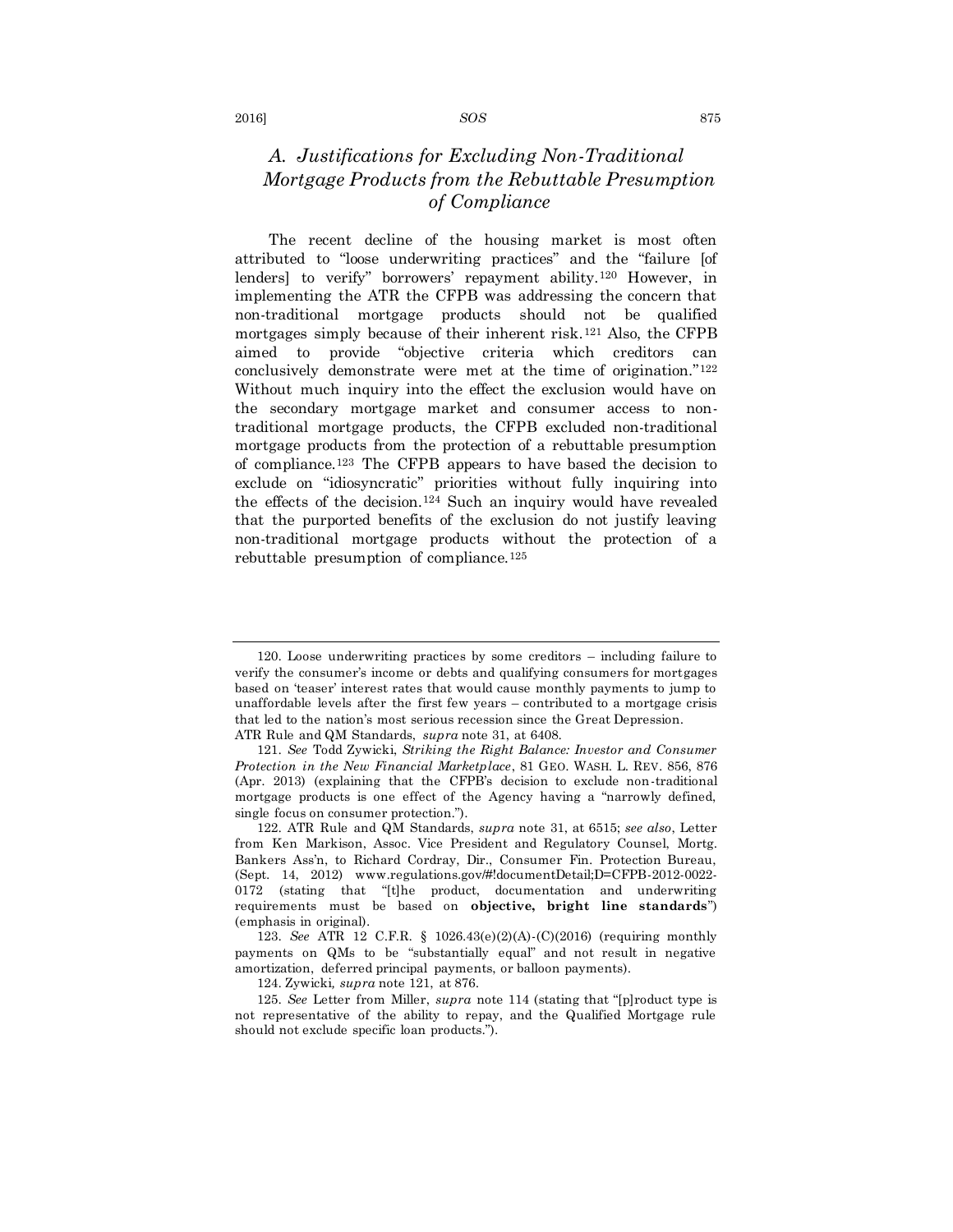### A. Justifications for Excluding Non-Traditional Mortgage Products from the Rebuttable Presumption of Compliance

The recent decline of the housing market is most often attributed to "loose underwriting practices" and the "failure [of lenders] to verify" borrowers' repayment ability.[120] However, in implementing the ATR the CFPB was addressing the concern that non-traditional mortgage products should not be qualified mortgages simply because of their inherent risk.[121] Also, the CFPB aimed to provide "objective criteria which creditors can conclusively demonstrate were met at the time of origination."[122] Without much inquiry into the effect the exclusion would have on the secondary mortgage market and consumer access to non-traditional mortgage products, the CFPB excluded non-traditional mortgage products from the protection of a rebuttable presumption of compliance.[123] The CFPB appears to have based the decision to exclude on "idiosyncratic" priorities without fully inquiring into the effects of the decision.[124] Such an inquiry would have revealed that the purported benefits of the exclusion do not justify leaving non-traditional mortgage products without the protection of a rebuttable presumption of compliance.[125]

---

120. Loose underwriting practices by some creditors – including failure to verify the consumer's income or debts and qualifying consumers for mortgages based on 'teaser' interest rates that would cause monthly payments to jump to unaffordable levels after the first few years – contributed to a mortgage crisis that led to the nation's most serious recession since the Great Depression.
ATR Rule and QM Standards, *supra* note 31, at 6408.

121. *See* Todd Zywicki, *Striking the Right Balance: Investor and Consumer Protection in the New Financial Marketplace*, 81 GEO. WASH. L. REV. 856, 876 (Apr. 2013) (explaining that the CFPB's decision to exclude non-traditional mortgage products is one effect of the Agency having a "narrowly defined, single focus on consumer protection.").

122. ATR Rule and QM Standards, *supra* note 31, at 6515; *see also*, Letter from Ken Markison, Assoc. Vice President and Regulatory Counsel, Mortg. Bankers Ass'n, to Richard Cordray, Dir., Consumer Fin. Protection Bureau, (Sept. 14, 2012) www.regulations.gov/#!documentDetail;D=CFPB-2012-0022-0172 (stating that "[t]he product, documentation and underwriting requirements must be based on **objective, bright line standards**") (emphasis in original).

123. *See* ATR 12 C.F.R. § 1026.43(e)(2)(A)-(C)(2016) (requiring monthly payments on QMs to be "substantially equal" and not result in negative amortization, deferred principal payments, or balloon payments).

124. Zywicki, *supra* note 121, at 876.

125. *See* Letter from Miller, *supra* note 114 (stating that "[p]roduct type is not representative of the ability to repay, and the Qualified Mortgage rule should not exclude specific loan products.").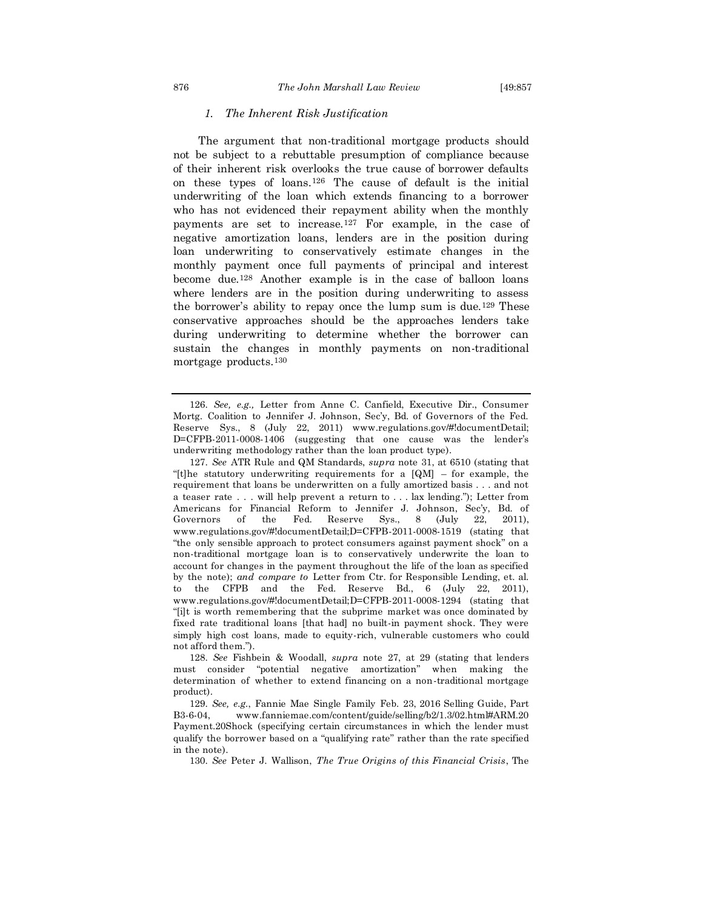### *1. The Inherent Risk Justification*

The argument that non-traditional mortgage products should not be subject to a rebuttable presumption of compliance because of their inherent risk overlooks the true cause of borrower defaults on these types of loans.[126] The cause of default is the initial underwriting of the loan which extends financing to a borrower who has not evidenced their repayment ability when the monthly payments are set to increase.[127] For example, in the case of negative amortization loans, lenders are in the position during loan underwriting to conservatively estimate changes in the monthly payment once full payments of principal and interest become due.[128] Another example is in the case of balloon loans where lenders are in the position during underwriting to assess the borrower's ability to repay once the lump sum is due.[129] These conservative approaches should be the approaches lenders take during underwriting to determine whether the borrower can sustain the changes in monthly payments on non-traditional mortgage products.[130]

---

126. *See, e.g.,* Letter from Anne C. Canfield, Executive Dir., Consumer Mortg. Coalition to Jennifer J. Johnson, Sec'y, Bd. of Governors of the Fed. Reserve Sys., 8 (July 22, 2011) www.regulations.gov/#!documentDetail;D=CFPB-2011-0008-1406 (suggesting that one cause was the lender's underwriting methodology rather than the loan product type).

127. *See* ATR Rule and QM Standards, *supra* note 31, at 6510 (stating that "[t]he statutory underwriting requirements for a [QM] – for example, the requirement that loans be underwritten on a fully amortized basis . . . and not a teaser rate . . . will help prevent a return to . . . lax lending."); Letter from Americans for Financial Reform to Jennifer J. Johnson, Sec'y, Bd. of Governors of the Fed. Reserve Sys., 8 (July 22, 2011), www.regulations.gov/#!documentDetail;D=CFPB-2011-0008-1519 (stating that "the only sensible approach to protect consumers against payment shock" on a non-traditional mortgage loan is to conservatively underwrite the loan to account for changes in the payment throughout the life of the loan as specified by the note); *and compare to* Letter from Ctr. for Responsible Lending, et. al. to the CFPB and the Fed. Reserve Bd., 6 (July 22, 2011), www.regulations.gov/#!documentDetail;D=CFPB-2011-0008-1294 (stating that "[i]t is worth remembering that the subprime market was once dominated by fixed rate traditional loans [that had] no built-in payment shock. They were simply high cost loans, made to equity-rich, vulnerable customers who could not afford them.").

128. *See* Fishbein & Woodall, *supra* note 27, at 29 (stating that lenders must consider "potential negative amortization" when making the determination of whether to extend financing on a non-traditional mortgage product).

129. *See, e.g.*, Fannie Mae Single Family Feb. 23, 2016 Selling Guide, Part B3-6-04, www.fanniemae.com/content/guide/selling/b2/1.3/02.html#ARM.20 Payment.20Shock (specifying certain circumstances in which the lender must qualify the borrower based on a "qualifying rate" rather than the rate specified in the note).

130. *See* Peter J. Wallison, *The True Origins of this Financial Crisis*, The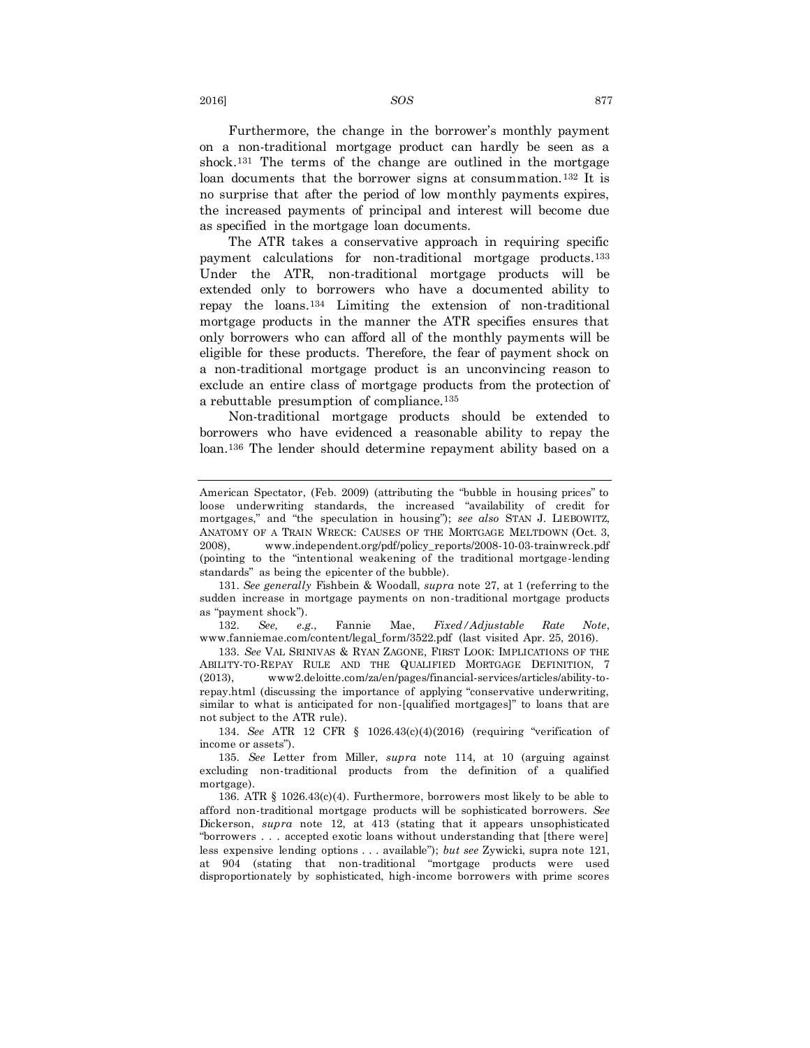Furthermore, the change in the borrower's monthly payment on a non-traditional mortgage product can hardly be seen as a shock.[131] The terms of the change are outlined in the mortgage loan documents that the borrower signs at consummation.[132] It is no surprise that after the period of low monthly payments expires, the increased payments of principal and interest will become due as specified in the mortgage loan documents.

The ATR takes a conservative approach in requiring specific payment calculations for non-traditional mortgage products.[133] Under the ATR, non-traditional mortgage products will be extended only to borrowers who have a documented ability to repay the loans.[134] Limiting the extension of non-traditional mortgage products in the manner the ATR specifies ensures that only borrowers who can afford all of the monthly payments will be eligible for these products. Therefore, the fear of payment shock on a non-traditional mortgage product is an unconvincing reason to exclude an entire class of mortgage products from the protection of a rebuttable presumption of compliance.[135]

Non-traditional mortgage products should be extended to borrowers who have evidenced a reasonable ability to repay the loan.[136] The lender should determine repayment ability based on a

---

American Spectator, (Feb. 2009) (attributing the "bubble in housing prices" to loose underwriting standards, the increased "availability of credit for mortgages," and "the speculation in housing"); *see also* STAN J. LIEBOWITZ, ANATOMY OF A TRAIN WRECK: CAUSES OF THE MORTGAGE MELTDOWN (Oct. 3, 2008), www.independent.org/pdf/policy_reports/2008-10-03-trainwreck.pdf (pointing to the "intentional weakening of the traditional mortgage-lending standards" as being the epicenter of the bubble).

131. *See generally* Fishbein & Woodall, *supra* note 27, at 1 (referring to the sudden increase in mortgage payments on non-traditional mortgage products as "payment shock").

132. *See, e.g.*, Fannie Mae, *Fixed/Adjustable Rate Note*, www.fanniemae.com/content/legal_form/3522.pdf (last visited Apr. 25, 2016).

133. *See* VAL SRINIVAS & RYAN ZAGONE, FIRST LOOK: IMPLICATIONS OF THE ABILITY-TO-REPAY RULE AND THE QUALIFIED MORTGAGE DEFINITION, 7 (2013), www2.deloitte.com/za/en/pages/financial-services/articles/ability-to-repay.html (discussing the importance of applying "conservative underwriting, similar to what is anticipated for non-[qualified mortgages]" to loans that are not subject to the ATR rule).

134. *See* ATR 12 CFR § 1026.43(c)(4)(2016) (requiring "verification of income or assets").

135. *See* Letter from Miller, *supra* note 114, at 10 (arguing against excluding non-traditional products from the definition of a qualified mortgage).

136. ATR § 1026.43(c)(4). Furthermore, borrowers most likely to be able to afford non-traditional mortgage products will be sophisticated borrowers. *See* Dickerson, *supra* note 12, at 413 (stating that it appears unsophisticated "borrowers . . . accepted exotic loans without understanding that [there were] less expensive lending options . . . available"); *but see* Zywicki, supra note 121, at 904 (stating that non-traditional "mortgage products were used disproportionately by sophisticated, high-income borrowers with prime scores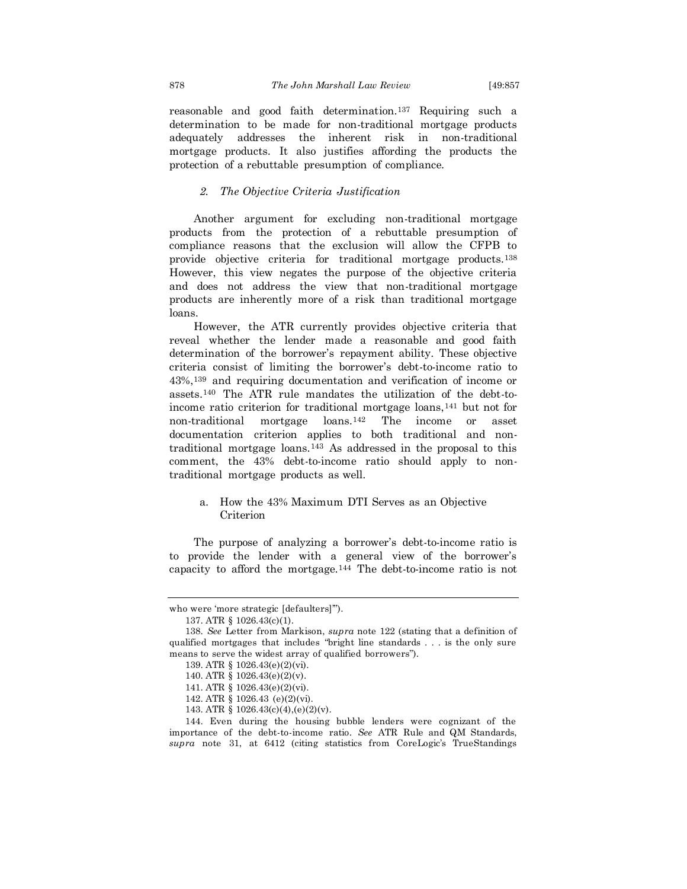reasonable and good faith determination.[137] Requiring such a determination to be made for non-traditional mortgage products adequately addresses the inherent risk in non-traditional mortgage products. It also justifies affording the products the protection of a rebuttable presumption of compliance.

### *2. The Objective Criteria Justification*

Another argument for excluding non-traditional mortgage products from the protection of a rebuttable presumption of compliance reasons that the exclusion will allow the CFPB to provide objective criteria for traditional mortgage products.[138] However, this view negates the purpose of the objective criteria and does not address the view that non-traditional mortgage products are inherently more of a risk than traditional mortgage loans.

However, the ATR currently provides objective criteria that reveal whether the lender made a reasonable and good faith determination of the borrower's repayment ability. These objective criteria consist of limiting the borrower's debt-to-income ratio to 43%,[139] and requiring documentation and verification of income or assets.[140] The ATR rule mandates the utilization of the debt-to-income ratio criterion for traditional mortgage loans,[141] but not for non-traditional mortgage loans.[142] The income or asset documentation criterion applies to both traditional and non-traditional mortgage loans.[143] As addressed in the proposal to this comment, the 43% debt-to-income ratio should apply to non-traditional mortgage products as well.

#### a. How the 43% Maximum DTI Serves as an Objective Criterion

The purpose of analyzing a borrower's debt-to-income ratio is to provide the lender with a general view of the borrower's capacity to afford the mortgage.[144] The debt-to-income ratio is not

---

who were 'more strategic [defaulters]'").

137. ATR § 1026.43(c)(1).

138. *See* Letter from Markison, *supra* note 122 (stating that a definition of qualified mortgages that includes "bright line standards . . . is the only sure means to serve the widest array of qualified borrowers").

139. ATR § 1026.43(e)(2)(vi).

140. ATR § 1026.43(e)(2)(v).

141. ATR § 1026.43(e)(2)(vi).

142. ATR § 1026.43 (e)(2)(vi).

143. ATR § 1026.43(c)(4),(e)(2)(v).

144. Even during the housing bubble lenders were cognizant of the importance of the debt-to-income ratio. *See* ATR Rule and QM Standards, *supra* note 31, at 6412 (citing statistics from CoreLogic's TrueStandings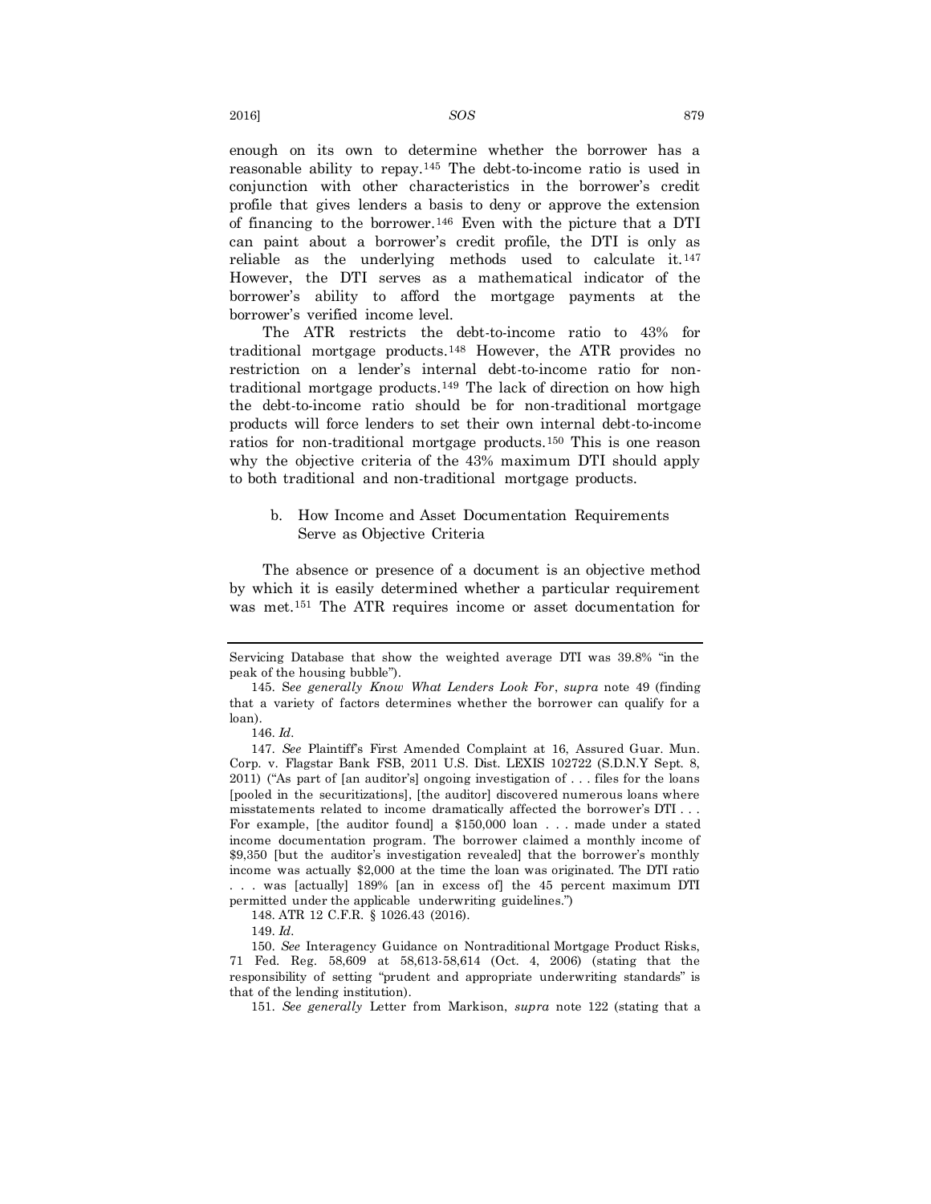enough on its own to determine whether the borrower has a reasonable ability to repay.[145] The debt-to-income ratio is used in conjunction with other characteristics in the borrower's credit profile that gives lenders a basis to deny or approve the extension of financing to the borrower.[146] Even with the picture that a DTI can paint about a borrower's credit profile, the DTI is only as reliable as the underlying methods used to calculate it.[147] However, the DTI serves as a mathematical indicator of the borrower's ability to afford the mortgage payments at the borrower's verified income level.

The ATR restricts the debt-to-income ratio to 43% for traditional mortgage products.[148] However, the ATR provides no restriction on a lender's internal debt-to-income ratio for non-traditional mortgage products.[149] The lack of direction on how high the debt-to-income ratio should be for non-traditional mortgage products will force lenders to set their own internal debt-to-income ratios for non-traditional mortgage products.[150] This is one reason why the objective criteria of the 43% maximum DTI should apply to both traditional and non-traditional mortgage products.

### b. How Income and Asset Documentation Requirements Serve as Objective Criteria

The absence or presence of a document is an objective method by which it is easily determined whether a particular requirement was met.[151] The ATR requires income or asset documentation for

---

Servicing Database that show the weighted average DTI was 39.8% "in the peak of the housing bubble").

145. *See generally Know What Lenders Look For*, *supra* note 49 (finding that a variety of factors determines whether the borrower can qualify for a loan).

146. *Id*.

147. *See* Plaintiff's First Amended Complaint at 16, Assured Guar. Mun. Corp. v. Flagstar Bank FSB, 2011 U.S. Dist. LEXIS 102722 (S.D.N.Y Sept. 8, 2011) ("As part of [an auditor's] ongoing investigation of . . . files for the loans [pooled in the securitizations], [the auditor] discovered numerous loans where misstatements related to income dramatically affected the borrower's DTI . . . For example, [the auditor found] a $150,000 loan . . . made under a stated income documentation program. The borrower claimed a monthly income of $9,350 [but the auditor's investigation revealed] that the borrower's monthly income was actually $2,000 at the time the loan was originated. The DTI ratio . . . was [actually] 189% [an in excess of] the 45 percent maximum DTI permitted under the applicable underwriting guidelines.")

148. ATR 12 C.F.R. § 1026.43 (2016).

149. *Id*.

150. *See* Interagency Guidance on Nontraditional Mortgage Product Risks, 71 Fed. Reg. 58,609 at 58,613-58,614 (Oct. 4, 2006) (stating that the responsibility of setting "prudent and appropriate underwriting standards" is that of the lending institution).

151. *See generally* Letter from Markison, *supra* note 122 (stating that a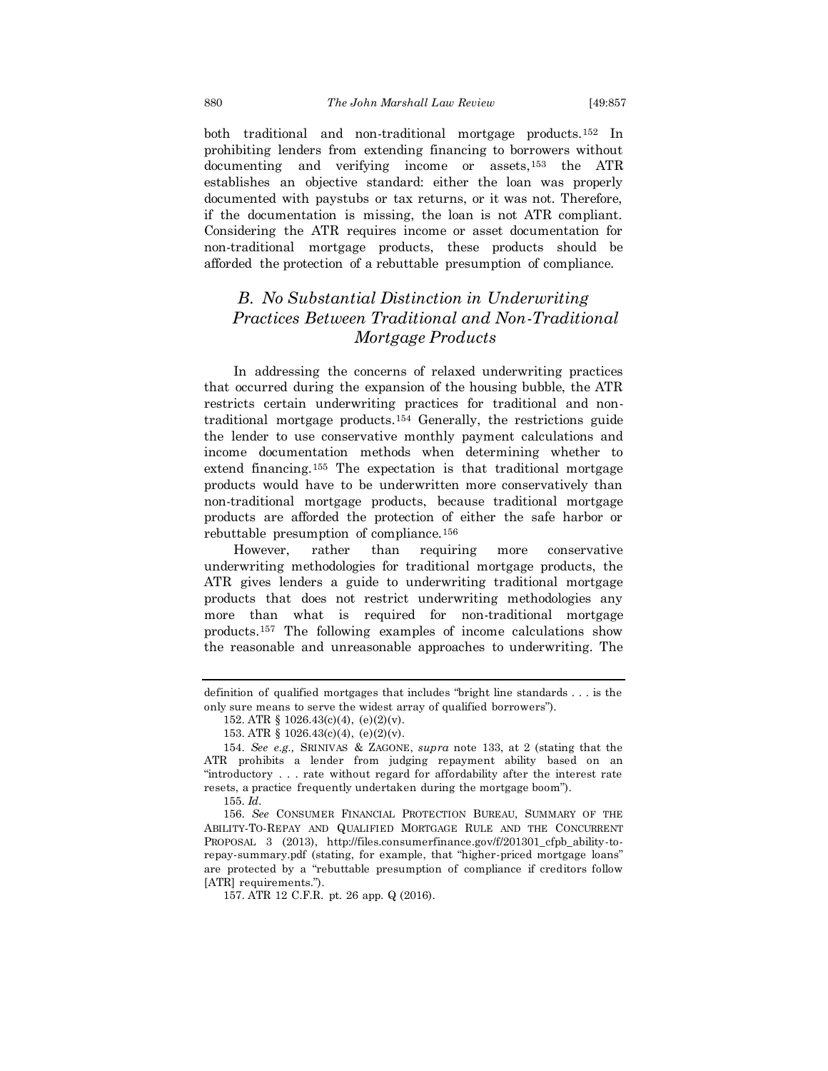both traditional and non-traditional mortgage products.[152] In prohibiting lenders from extending financing to borrowers without documenting and verifying income or assets,[153] the ATR establishes an objective standard: either the loan was properly documented with paystubs or tax returns, or it was not. Therefore, if the documentation is missing, the loan is not ATR compliant. Considering the ATR requires income or asset documentation for non-traditional mortgage products, these products should be afforded the protection of a rebuttable presumption of compliance.

### *B. No Substantial Distinction in Underwriting Practices Between Traditional and Non-Traditional Mortgage Products*

In addressing the concerns of relaxed underwriting practices that occurred during the expansion of the housing bubble, the ATR restricts certain underwriting practices for traditional and non-traditional mortgage products.[154] Generally, the restrictions guide the lender to use conservative monthly payment calculations and income documentation methods when determining whether to extend financing.[155] The expectation is that traditional mortgage products would have to be underwritten more conservatively than non-traditional mortgage products, because traditional mortgage products are afforded the protection of either the safe harbor or rebuttable presumption of compliance.[156]

However, rather than requiring more conservative underwriting methodologies for traditional mortgage products, the ATR gives lenders a guide to underwriting traditional mortgage products that does not restrict underwriting methodologies any more than what is required for non-traditional mortgage products.[157] The following examples of income calculations show the reasonable and unreasonable approaches to underwriting. The

---

definition of qualified mortgages that includes "bright line standards . . . is the only sure means to serve the widest array of qualified borrowers").

152. ATR § 1026.43(c)(4), (e)(2)(v).

153. ATR § 1026.43(c)(4), (e)(2)(v).

154. *See e.g.,* SRINIVAS & ZAGONE, *supra* note 133, at 2 (stating that the ATR prohibits a lender from judging repayment ability based on an "introductory . . . rate without regard for affordability after the interest rate resets, a practice frequently undertaken during the mortgage boom").

155. *Id.*

156. *See* CONSUMER FINANCIAL PROTECTION BUREAU, SUMMARY OF THE ABILITY-TO-REPAY AND QUALIFIED MORTGAGE RULE AND THE CONCURRENT PROPOSAL 3 (2013), http://files.consumerfinance.gov/f/201301_cfpb_ability-to-repay-summary.pdf (stating, for example, that "higher-priced mortgage loans" are protected by a "rebuttable presumption of compliance if creditors follow [ATR] requirements.").

157. ATR 12 C.F.R. pt. 26 app. Q (2016).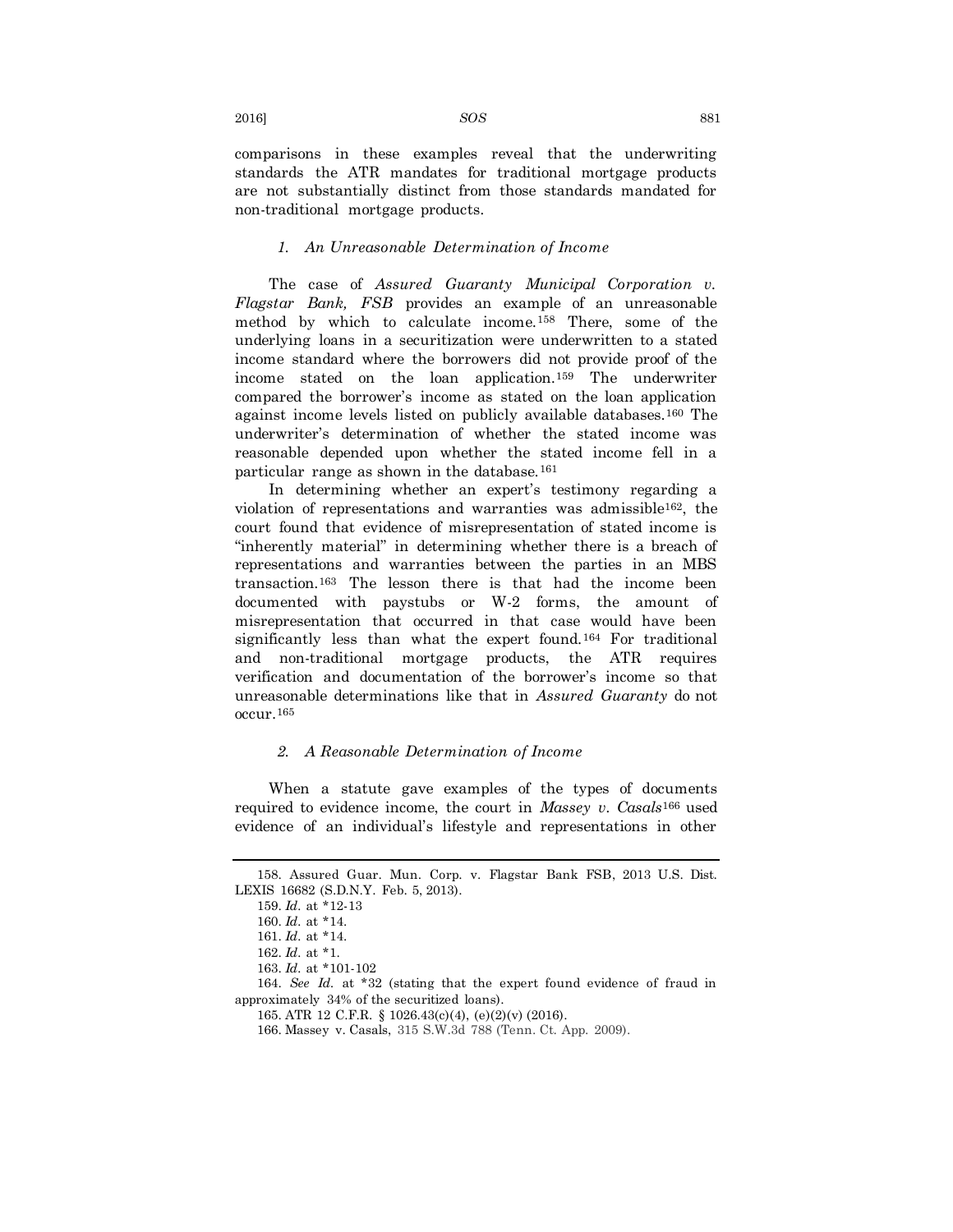comparisons in these examples reveal that the underwriting standards the ATR mandates for traditional mortgage products are not substantially distinct from those standards mandated for non-traditional mortgage products.

### *1. An Unreasonable Determination of Income*

The case of *Assured Guaranty Municipal Corporation v. Flagstar Bank, FSB* provides an example of an unreasonable method by which to calculate income.[158] There, some of the underlying loans in a securitization were underwritten to a stated income standard where the borrowers did not provide proof of the income stated on the loan application.[159] The underwriter compared the borrower's income as stated on the loan application against income levels listed on publicly available databases.[160] The underwriter's determination of whether the stated income was reasonable depended upon whether the stated income fell in a particular range as shown in the database.[161]

In determining whether an expert's testimony regarding a violation of representations and warranties was admissible[162], the court found that evidence of misrepresentation of stated income is "inherently material" in determining whether there is a breach of representations and warranties between the parties in an MBS transaction.[163] The lesson there is that had the income been documented with paystubs or W-2 forms, the amount of misrepresentation that occurred in that case would have been significantly less than what the expert found.[164] For traditional and non-traditional mortgage products, the ATR requires verification and documentation of the borrower's income so that unreasonable determinations like that in *Assured Guaranty* do not occur.[165]

### *2. A Reasonable Determination of Income*

When a statute gave examples of the types of documents required to evidence income, the court in *Massey v. Casals*[166] used evidence of an individual's lifestyle and representations in other

---

158. Assured Guar. Mun. Corp. v. Flagstar Bank FSB, 2013 U.S. Dist. LEXIS 16682 (S.D.N.Y. Feb. 5, 2013).

159. *Id.* at *12-13

160. *Id.* at *14.

161. *Id.* at *14.

162. *Id.* at *1.

163. *Id.* at *101-102

164. *See Id.* at *32 (stating that the expert found evidence of fraud in approximately 34% of the securitized loans).

165. ATR 12 C.F.R. § 1026.43(c)(4), (e)(2)(v) (2016).

166. Massey v. Casals, 315 S.W.3d 788 (Tenn. Ct. App. 2009).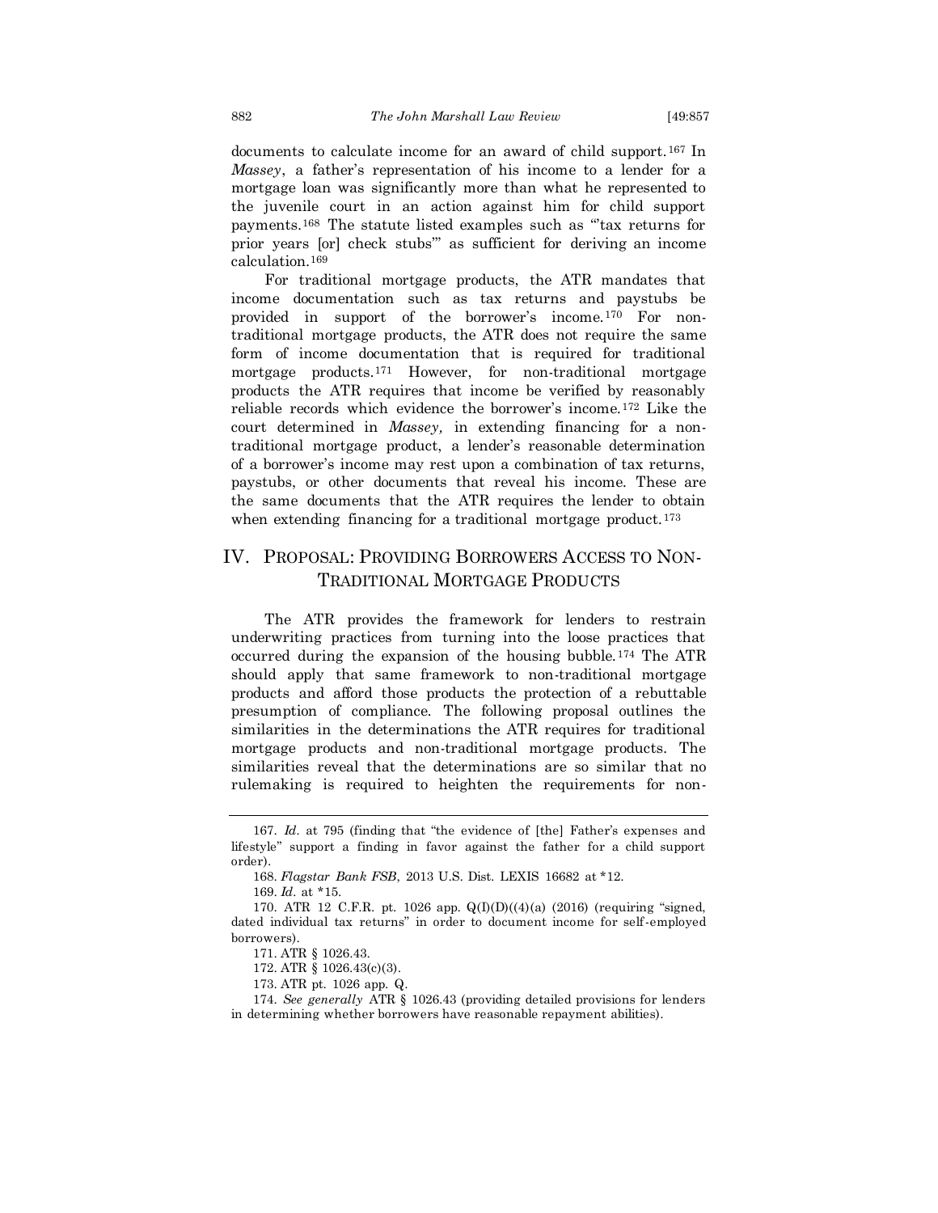documents to calculate income for an award of child support.[167] In *Massey*, a father's representation of his income to a lender for a mortgage loan was significantly more than what he represented to the juvenile court in an action against him for child support payments.[168] The statute listed examples such as "'tax returns for prior years [or] check stubs'" as sufficient for deriving an income calculation.[169]

For traditional mortgage products, the ATR mandates that income documentation such as tax returns and paystubs be provided in support of the borrower's income.[170] For non-traditional mortgage products, the ATR does not require the same form of income documentation that is required for traditional mortgage products.[171] However, for non-traditional mortgage products the ATR requires that income be verified by reasonably reliable records which evidence the borrower's income.[172] Like the court determined in *Massey,* in extending financing for a non-traditional mortgage product, a lender's reasonable determination of a borrower's income may rest upon a combination of tax returns, paystubs, or other documents that reveal his income. These are the same documents that the ATR requires the lender to obtain when extending financing for a traditional mortgage product.[173]

## IV. PROPOSAL: PROVIDING BORROWERS ACCESS TO NON-TRADITIONAL MORTGAGE PRODUCTS

The ATR provides the framework for lenders to restrain underwriting practices from turning into the loose practices that occurred during the expansion of the housing bubble.[174] The ATR should apply that same framework to non-traditional mortgage products and afford those products the protection of a rebuttable presumption of compliance. The following proposal outlines the similarities in the determinations the ATR requires for traditional mortgage products and non-traditional mortgage products. The similarities reveal that the determinations are so similar that no rulemaking is required to heighten the requirements for non-

---

167. *Id*. at 795 (finding that "the evidence of [the] Father's expenses and lifestyle" support a finding in favor against the father for a child support order).

168. *Flagstar Bank FSB*, 2013 U.S. Dist. LEXIS 16682 at *12.

169. *Id*. at *15.

170. ATR 12 C.F.R. pt. 1026 app. Q(I)(D)((4)(a) (2016) (requiring "signed, dated individual tax returns" in order to document income for self-employed borrowers).

171. ATR § 1026.43.

172. ATR § 1026.43(c)(3).

173. ATR pt. 1026 app. Q.

174. *See generally* ATR § 1026.43 (providing detailed provisions for lenders in determining whether borrowers have reasonable repayment abilities).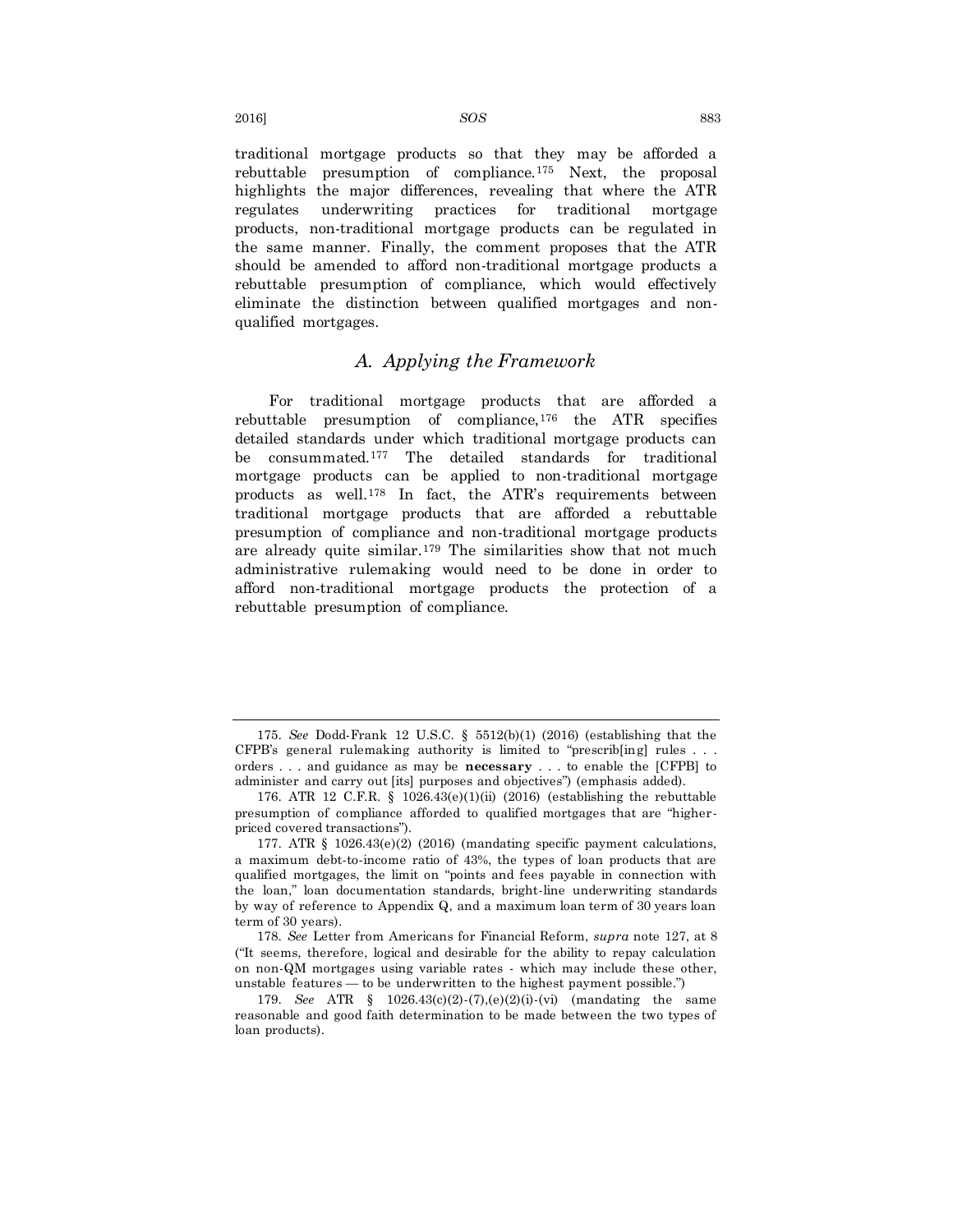traditional mortgage products so that they may be afforded a rebuttable presumption of compliance.[175] Next, the proposal highlights the major differences, revealing that where the ATR regulates underwriting practices for traditional mortgage products, non-traditional mortgage products can be regulated in the same manner. Finally, the comment proposes that the ATR should be amended to afford non-traditional mortgage products a rebuttable presumption of compliance, which would effectively eliminate the distinction between qualified mortgages and non-qualified mortgages.

### *A. Applying the Framework*

For traditional mortgage products that are afforded a rebuttable presumption of compliance,[176] the ATR specifies detailed standards under which traditional mortgage products can be consummated.[177] The detailed standards for traditional mortgage products can be applied to non-traditional mortgage products as well.[178] In fact, the ATR's requirements between traditional mortgage products that are afforded a rebuttable presumption of compliance and non-traditional mortgage products are already quite similar.[179] The similarities show that not much administrative rulemaking would need to be done in order to afford non-traditional mortgage products the protection of a rebuttable presumption of compliance.

---

175. *See* Dodd-Frank 12 U.S.C. § 5512(b)(1) (2016) (establishing that the CFPB's general rulemaking authority is limited to "prescrib[ing] rules . . . orders . . . and guidance as may be **necessary** . . . to enable the [CFPB] to administer and carry out [its] purposes and objectives") (emphasis added).

176. ATR 12 C.F.R. § 1026.43(e)(1)(ii) (2016) (establishing the rebuttable presumption of compliance afforded to qualified mortgages that are "higher-priced covered transactions").

177. ATR § 1026.43(e)(2) (2016) (mandating specific payment calculations, a maximum debt-to-income ratio of 43%, the types of loan products that are qualified mortgages, the limit on "points and fees payable in connection with the loan," loan documentation standards, bright-line underwriting standards by way of reference to Appendix Q, and a maximum loan term of 30 years loan term of 30 years).

178. *See* Letter from Americans for Financial Reform, *supra* note 127, at 8 ("It seems, therefore, logical and desirable for the ability to repay calculation on non-QM mortgages using variable rates - which may include these other, unstable features — to be underwritten to the highest payment possible.")

179. *See* ATR § 1026.43(c)(2)-(7),(e)(2)(i)-(vi) (mandating the same reasonable and good faith determination to be made between the two types of loan products).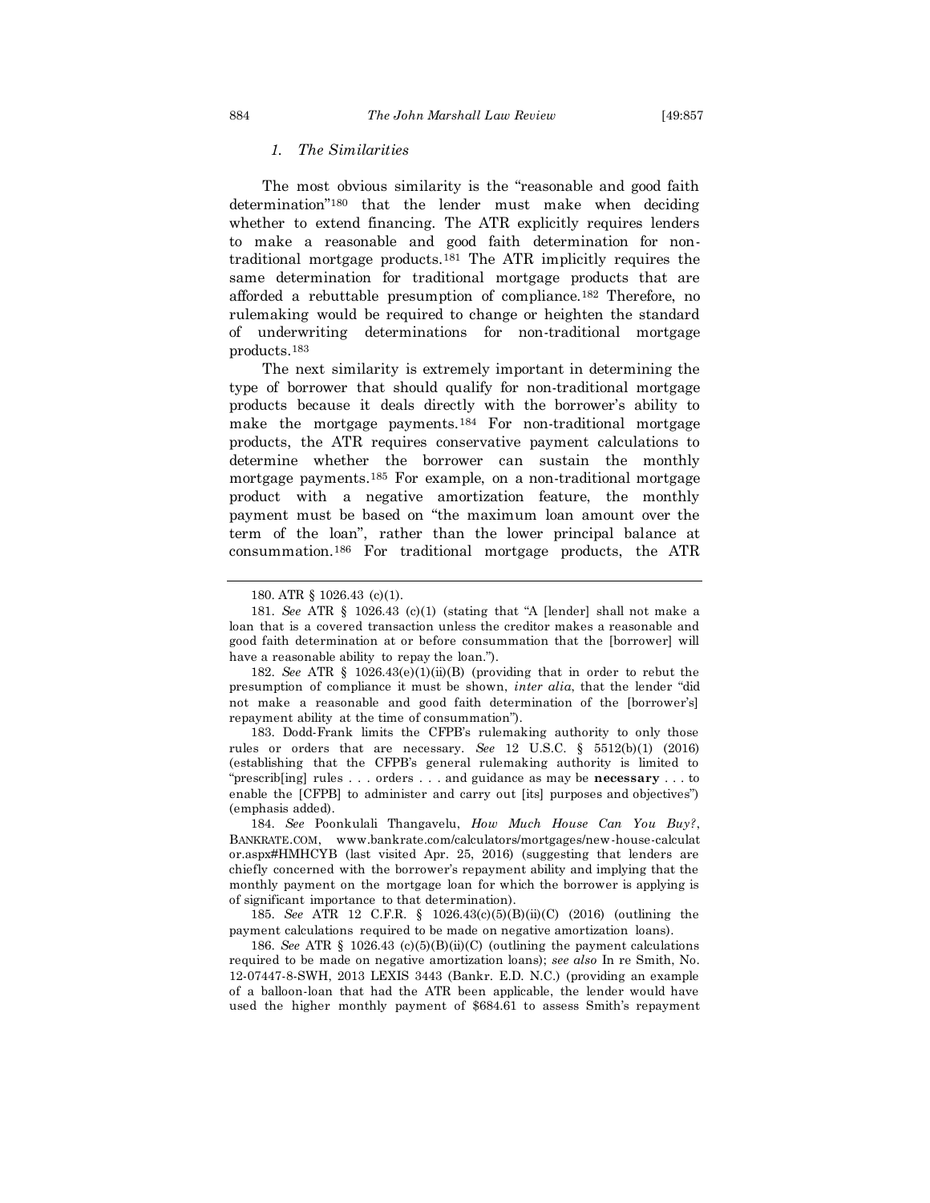### *1. The Similarities*

The most obvious similarity is the "reasonable and good faith determination"[180] that the lender must make when deciding whether to extend financing. The ATR explicitly requires lenders to make a reasonable and good faith determination for non-traditional mortgage products.[181] The ATR implicitly requires the same determination for traditional mortgage products that are afforded a rebuttable presumption of compliance.[182] Therefore, no rulemaking would be required to change or heighten the standard of underwriting determinations for non-traditional mortgage products.[183]

The next similarity is extremely important in determining the type of borrower that should qualify for non-traditional mortgage products because it deals directly with the borrower's ability to make the mortgage payments.[184] For non-traditional mortgage products, the ATR requires conservative payment calculations to determine whether the borrower can sustain the monthly mortgage payments.[185] For example, on a non-traditional mortgage product with a negative amortization feature, the monthly payment must be based on "the maximum loan amount over the term of the loan", rather than the lower principal balance at consummation.[186] For traditional mortgage products, the ATR

---

180. ATR § 1026.43 (c)(1).

181. *See* ATR § 1026.43 (c)(1) (stating that "A [lender] shall not make a loan that is a covered transaction unless the creditor makes a reasonable and good faith determination at or before consummation that the [borrower] will have a reasonable ability to repay the loan.").

182. *See* ATR § 1026.43(e)(1)(ii)(B) (providing that in order to rebut the presumption of compliance it must be shown, *inter alia*, that the lender "did not make a reasonable and good faith determination of the [borrower's] repayment ability at the time of consummation").

183. Dodd-Frank limits the CFPB's rulemaking authority to only those rules or orders that are necessary. *See* 12 U.S.C. § 5512(b)(1) (2016) (establishing that the CFPB's general rulemaking authority is limited to "prescrib[ing] rules . . . orders . . . and guidance as may be **necessary** . . . to enable the [CFPB] to administer and carry out [its] purposes and objectives") (emphasis added).

184. *See* Poonkulali Thangavelu, *How Much House Can You Buy?*, BANKRATE.COM, www.bankrate.com/calculators/mortgages/new-house-calculator.aspx#HMHCYB (last visited Apr. 25, 2016) (suggesting that lenders are chiefly concerned with the borrower's repayment ability and implying that the monthly payment on the mortgage loan for which the borrower is applying is of significant importance to that determination).

185. *See* ATR 12 C.F.R. § 1026.43(c)(5)(B)(ii)(C) (2016) (outlining the payment calculations required to be made on negative amortization loans).

186. *See* ATR § 1026.43 (c)(5)(B)(ii)(C) (outlining the payment calculations required to be made on negative amortization loans); *see also* In re Smith, No. 12-07447-8-SWH, 2013 LEXIS 3443 (Bankr. E.D. N.C.) (providing an example of a balloon-loan that had the ATR been applicable, the lender would have used the higher monthly payment of $684.61 to assess Smith's repayment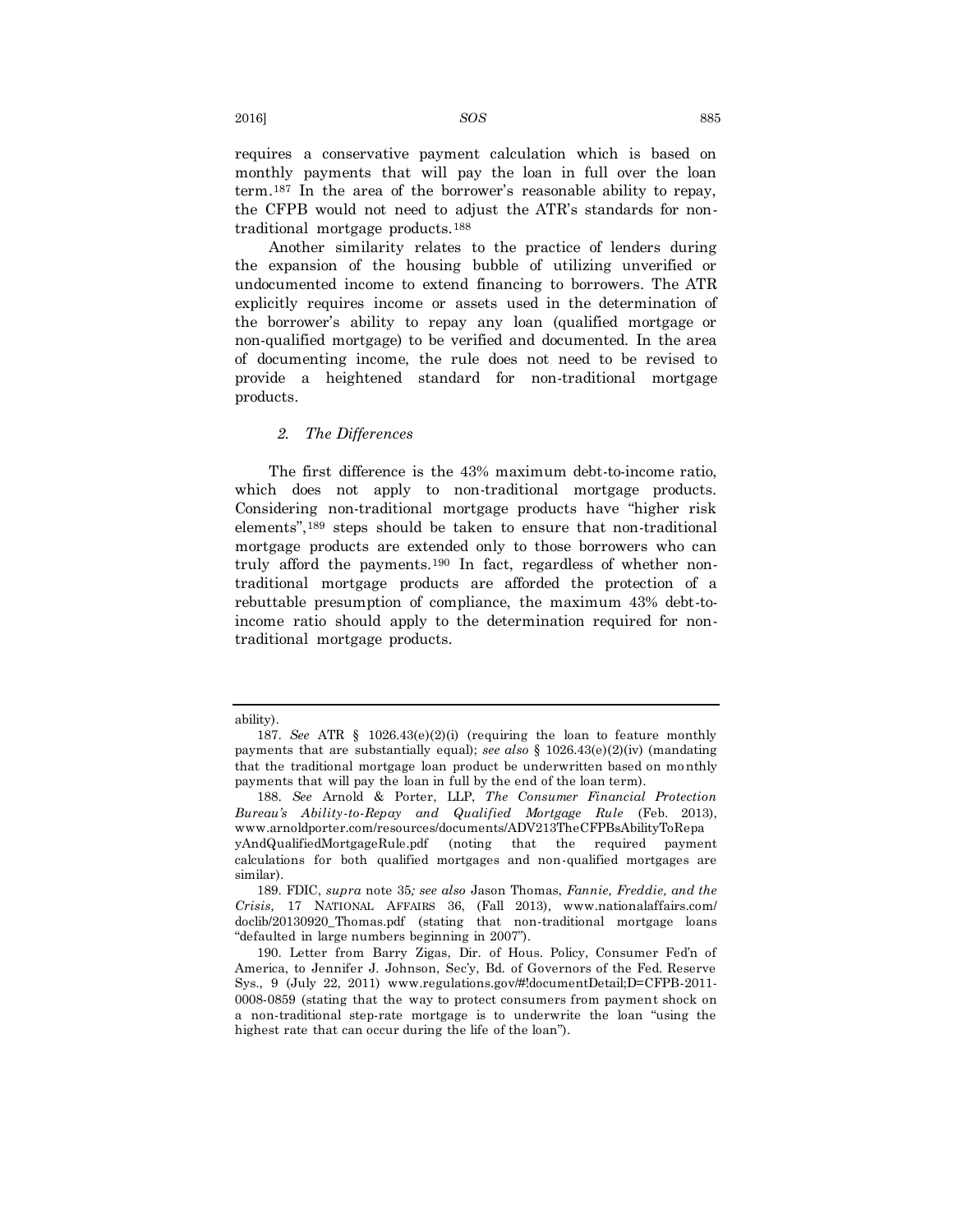requires a conservative payment calculation which is based on monthly payments that will pay the loan in full over the loan term.[187] In the area of the borrower's reasonable ability to repay, the CFPB would not need to adjust the ATR's standards for non-traditional mortgage products.[188]

Another similarity relates to the practice of lenders during the expansion of the housing bubble of utilizing unverified or undocumented income to extend financing to borrowers. The ATR explicitly requires income or assets used in the determination of the borrower's ability to repay any loan (qualified mortgage or non-qualified mortgage) to be verified and documented. In the area of documenting income, the rule does not need to be revised to provide a heightened standard for non-traditional mortgage products.

### *2. The Differences*

The first difference is the 43% maximum debt-to-income ratio, which does not apply to non-traditional mortgage products. Considering non-traditional mortgage products have "higher risk elements",[189] steps should be taken to ensure that non-traditional mortgage products are extended only to those borrowers who can truly afford the payments.[190] In fact, regardless of whether non-traditional mortgage products are afforded the protection of a rebuttable presumption of compliance, the maximum 43% debt-to-income ratio should apply to the determination required for non-traditional mortgage products.

---

ability).

187. *See* ATR § 1026.43(e)(2)(i) (requiring the loan to feature monthly payments that are substantially equal); *see also* § 1026.43(e)(2)(iv) (mandating that the traditional mortgage loan product be underwritten based on monthly payments that will pay the loan in full by the end of the loan term).

188. *See* Arnold & Porter, LLP, *The Consumer Financial Protection Bureau's Ability-to-Repay and Qualified Mortgage Rule* (Feb. 2013), www.arnoldporter.com/resources/documents/ADV213TheCFPBsAbilityToRepayAndQualifiedMortgageRule.pdf (noting that the required payment calculations for both qualified mortgages and non-qualified mortgages are similar).

189. FDIC, *supra* note 35*; see also* Jason Thomas, *Fannie, Freddie, and the Crisis,* 17 NATIONAL AFFAIRS 36, (Fall 2013), www.nationalaffairs.com/doclib/20130920_Thomas.pdf (stating that non-traditional mortgage loans "defaulted in large numbers beginning in 2007").

190. Letter from Barry Zigas, Dir. of Hous. Policy, Consumer Fed'n of America, to Jennifer J. Johnson, Sec'y, Bd. of Governors of the Fed. Reserve Sys., 9 (July 22, 2011) www.regulations.gov/#!documentDetail;D=CFPB-2011-0008-0859 (stating that the way to protect consumers from payment shock on a non-traditional step-rate mortgage is to underwrite the loan "using the highest rate that can occur during the life of the loan").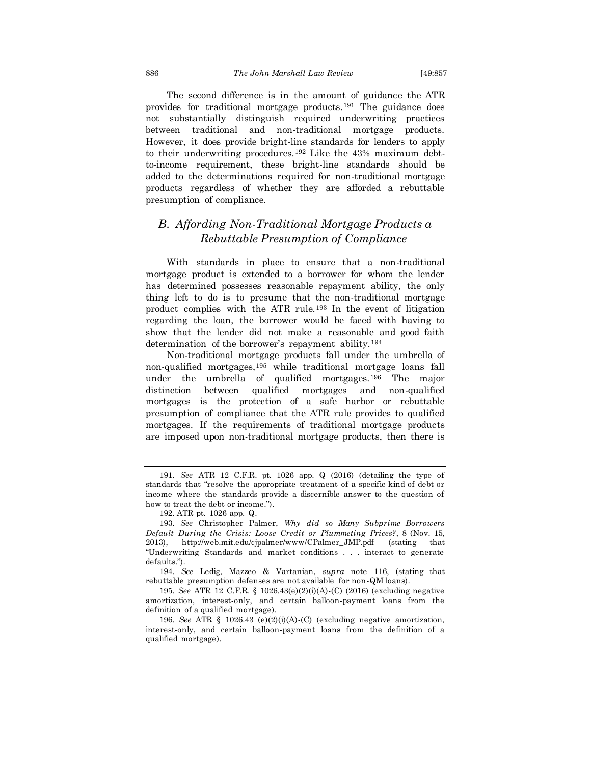The second difference is in the amount of guidance the ATR provides for traditional mortgage products.[191] The guidance does not substantially distinguish required underwriting practices between traditional and non-traditional mortgage products. However, it does provide bright-line standards for lenders to apply to their underwriting procedures.[192] Like the 43% maximum debt-to-income requirement, these bright-line standards should be added to the determinations required for non-traditional mortgage products regardless of whether they are afforded a rebuttable presumption of compliance.

## *B. Affording Non-Traditional Mortgage Products a Rebuttable Presumption of Compliance*

With standards in place to ensure that a non-traditional mortgage product is extended to a borrower for whom the lender has determined possesses reasonable repayment ability, the only thing left to do is to presume that the non-traditional mortgage product complies with the ATR rule.[193] In the event of litigation regarding the loan, the borrower would be faced with having to show that the lender did not make a reasonable and good faith determination of the borrower's repayment ability.[194]

Non-traditional mortgage products fall under the umbrella of non-qualified mortgages,[195] while traditional mortgage loans fall under the umbrella of qualified mortgages.[196] The major distinction between qualified mortgages and non-qualified mortgages is the protection of a safe harbor or rebuttable presumption of compliance that the ATR rule provides to qualified mortgages. If the requirements of traditional mortgage products are imposed upon non-traditional mortgage products, then there is

---

191. *See* ATR 12 C.F.R. pt. 1026 app. Q (2016) (detailing the type of standards that "resolve the appropriate treatment of a specific kind of debt or income where the standards provide a discernible answer to the question of how to treat the debt or income.").

192. ATR pt. 1026 app. Q.

193. *See* Christopher Palmer, *Why did so Many Subprime Borrowers Default During the Crisis: Loose Credit or Plummeting Prices?*, 8 (Nov. 15, 2013), http://web.mit.edu/cjpalmer/www/CPalmer_JMP.pdf (stating that "Underwriting Standards and market conditions . . . interact to generate defaults.").

194. *See* Ledig, Mazzeo & Vartanian, *supra* note 116, (stating that rebuttable presumption defenses are not available for non-QM loans).

195. *See* ATR 12 C.F.R. § 1026.43(e)(2)(i)(A)-(C) (2016) (excluding negative amortization, interest-only, and certain balloon-payment loans from the definition of a qualified mortgage).

196. *See* ATR § 1026.43 (e)(2)(i)(A)-(C) (excluding negative amortization, interest-only, and certain balloon-payment loans from the definition of a qualified mortgage).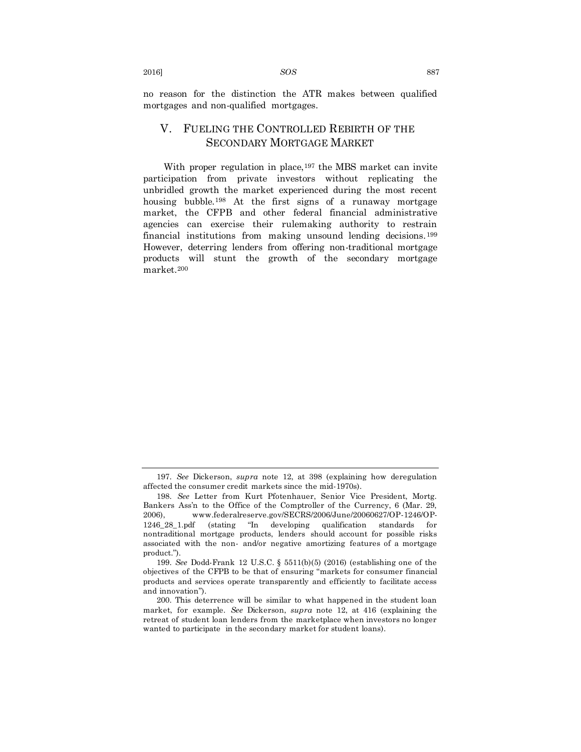no reason for the distinction the ATR makes between qualified mortgages and non-qualified mortgages.

## V. FUELING THE CONTROLLED REBIRTH OF THE SECONDARY MORTGAGE MARKET

With proper regulation in place,[197] the MBS market can invite participation from private investors without replicating the unbridled growth the market experienced during the most recent housing bubble.[198] At the first signs of a runaway mortgage market, the CFPB and other federal financial administrative agencies can exercise their rulemaking authority to restrain financial institutions from making unsound lending decisions.[199] However, deterring lenders from offering non-traditional mortgage products will stunt the growth of the secondary mortgage market.[200]

---

197. *See* Dickerson, *supra* note 12, at 398 (explaining how deregulation affected the consumer credit markets since the mid-1970s).

198. *See* Letter from Kurt Pfotenhauer, Senior Vice President, Mortg. Bankers Ass'n to the Office of the Comptroller of the Currency, 6 (Mar. 29, 2006), www.federalreserve.gov/SECRS/2006/June/20060627/OP-1246/OP-1246_28_1.pdf (stating "In developing qualification standards for nontraditional mortgage products, lenders should account for possible risks associated with the non- and/or negative amortizing features of a mortgage product.").

199. *See* Dodd-Frank 12 U.S.C. § 5511(b)(5) (2016) (establishing one of the objectives of the CFPB to be that of ensuring "markets for consumer financial products and services operate transparently and efficiently to facilitate access and innovation").

200. This deterrence will be similar to what happened in the student loan market, for example. *See* Dickerson, *supra* note 12, at 416 (explaining the retreat of student loan lenders from the marketplace when investors no longer wanted to participate in the secondary market for student loans).